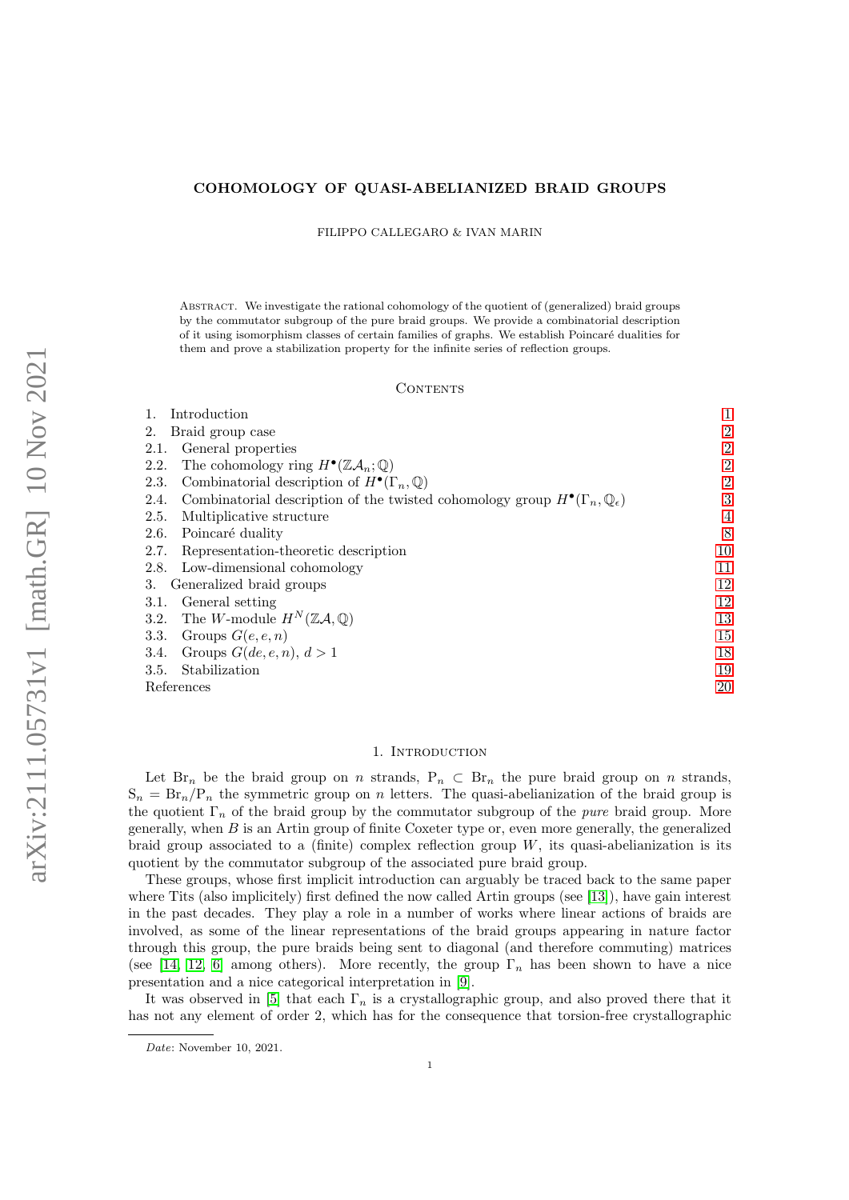# COHOMOLOGY OF QUASI-ABELIANIZED BRAID GROUPS

FILIPPO CALLEGARO & IVAN MARIN

Abstract. We investigate the rational cohomology of the quotient of (generalized) braid groups by the commutator subgroup of the pure braid groups. We provide a combinatorial description of it using isomorphism classes of certain families of graphs. We establish Poincaré dualities for them and prove a stabilization property for the infinite series of reflection groups.

## Contents

| | |
|---|---|
| 1. Introduction | 1 |
| 2. Braid group case | 2 |
| 2.1. General properties | 2 |
| 2.2. The cohomology ring $H^\bullet(\mathbb{Z}\mathcal{A}_n;\mathbb{Q})$ | 2 |
| 2.3. Combinatorial description of $H^\bullet(\Gamma_n,\mathbb{Q})$ | 2 |
| 2.4. Combinatorial description of the twisted cohomology group $H^\bullet(\Gamma_n,\mathbb{Q}_\epsilon)$ | 3 |
| 2.5. Multiplicative structure | 4 |
| 2.6. Poincaré duality | 8 |
| 2.7. Representation-theoretic description | 10 |
| 2.8. Low-dimensional cohomology | 11 |
| 3. Generalized braid groups | 12 |
| 3.1. General setting | 12 |
| 3.2. The $W$-module $H^N(\mathbb{Z}\mathcal{A},\mathbb{Q})$ | 13 |
| 3.3. Groups $G(e,e,n)$ | 15 |
| 3.4. Groups $G(de,e,n)$, $d>1$ | 18 |
| 3.5. Stabilization | 19 |
| References | 20 |

## 1. Introduction

Let $\mathrm{Br}_n$ be the braid group on $n$ strands, $\mathrm{P}_n \subset \mathrm{Br}_n$ the pure braid group on $n$ strands, $\mathrm{S}_n = \mathrm{Br}_n/\mathrm{P}_n$ the symmetric group on $n$ letters. The quasi-abelianization of the braid group is the quotient $\Gamma_n$ of the braid group by the commutator subgroup of the *pure* braid group. More generally, when $B$ is an Artin group of finite Coxeter type or, even more generally, the generalized braid group associated to a (finite) complex reflection group $W$, its quasi-abelianization is its quotient by the commutator subgroup of the associated pure braid group.

These groups, whose first implicit introduction can arguably be traced back to the same paper where Tits (also implicitely) first defined the now called Artin groups (see [13]), have gain interest in the past decades. They play a role in a number of works where linear actions of braids are involved, as some of the linear representations of the braid groups appearing in nature factor through this group, the pure braids being sent to diagonal (and therefore commuting) matrices (see [14, 12, 6] among others). More recently, the group $\Gamma_n$ has been shown to have a nice presentation and a nice categorical interpretation in [9].

It was observed in [5] that each $\Gamma_n$ is a crystallographic group, and also proved there that it has not any element of order 2, which has for the consequence that torsion-free crystallographic

*Date*: November 10, 2021.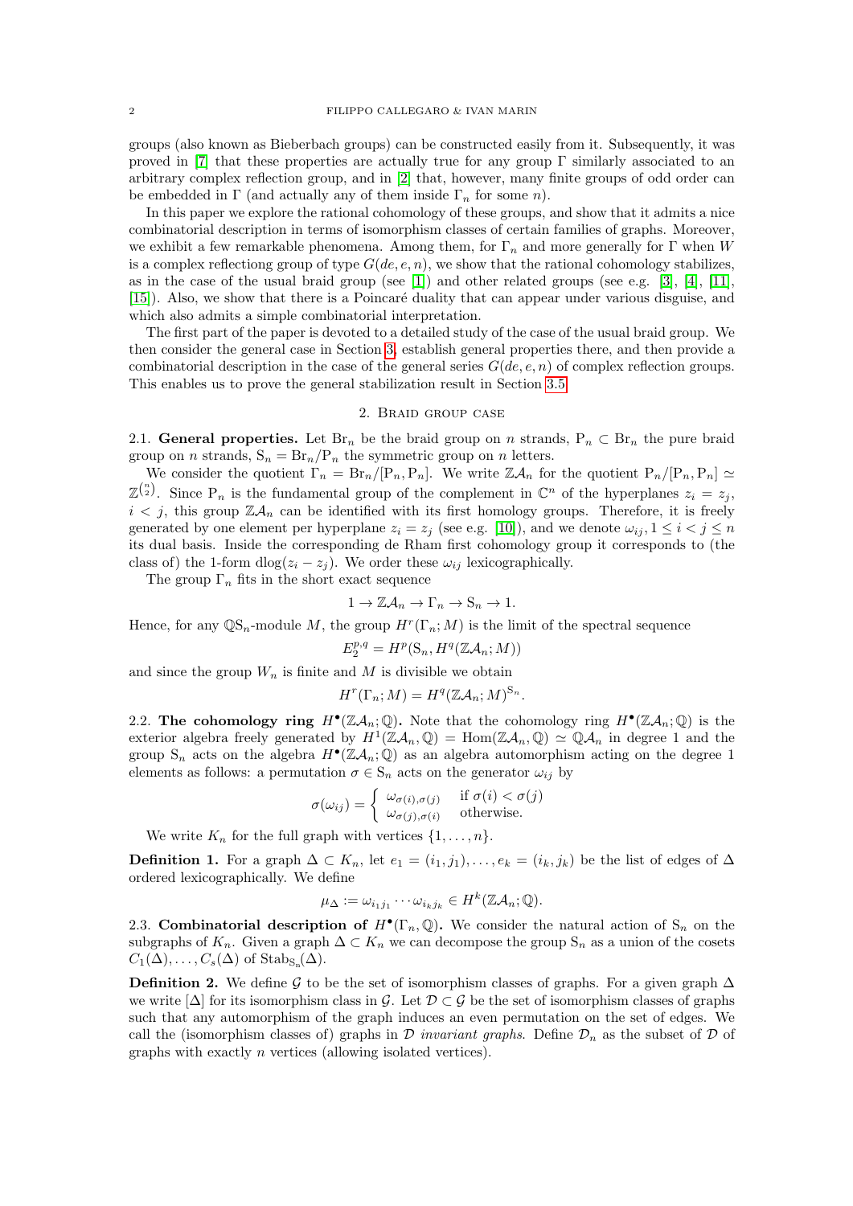groups (also known as Bieberbach groups) can be constructed easily from it. Subsequently, it was proved in [7] that these properties are actually true for any group $\Gamma$ similarly associated to an arbitrary complex reflection group, and in [2] that, however, many finite groups of odd order can be embedded in $\Gamma$ (and actually any of them inside $\Gamma_n$ for some $n$).

In this paper we explore the rational cohomology of these groups, and show that it admits a nice combinatorial description in terms of isomorphism classes of certain families of graphs. Moreover, we exhibit a few remarkable phenomena. Among them, for $\Gamma_n$ and more generally for $\Gamma$ when $W$ is a complex reflectiong group of type $G(de, e, n)$, we show that the rational cohomology stabilizes, as in the case of the usual braid group (see [1]) and other related groups (see e.g. [3], [4], [11], [15]). Also, we show that there is a Poincaré duality that can appear under various disguise, and which also admits a simple combinatorial interpretation.

The first part of the paper is devoted to a detailed study of the case of the usual braid group. We then consider the general case in Section 3, establish general properties there, and then provide a combinatorial description in the case of the general series $G(de, e, n)$ of complex reflection groups. This enables us to prove the general stabilization result in Section 3.5.

## 2. Braid group case

**2.1. General properties.** Let $\mathrm{Br}_n$ be the braid group on $n$ strands, $\mathrm{P}_n \subset \mathrm{Br}_n$ the pure braid group on $n$ strands, $\mathrm{S}_n = \mathrm{Br}_n/\mathrm{P}_n$ the symmetric group on $n$ letters.

We consider the quotient $\Gamma_n = \mathrm{Br}_n/[\mathrm{P}_n, \mathrm{P}_n]$. We write $\mathbb{Z}\mathcal{A}_n$ for the quotient $\mathrm{P}_n/[\mathrm{P}_n, \mathrm{P}_n] \simeq \mathbb{Z}^{\binom{n}{2}}$. Since $\mathrm{P}_n$ is the fundamental group of the complement in $\mathbb{C}^n$ of the hyperplanes $z_i = z_j$, $i < j$, this group $\mathbb{Z}\mathcal{A}_n$ can be identified with its first homology groups. Therefore, it is freely generated by one element per hyperplane $z_i = z_j$ (see e.g. [10]), and we denote $\omega_{ij}, 1 \leq i < j \leq n$ its dual basis. Inside the corresponding de Rham first cohomology group it corresponds to (the class of) the 1-form $\mathrm{dlog}(z_i - z_j)$. We order these $\omega_{ij}$ lexicographically.

The group $\Gamma_n$ fits in the short exact sequence

$$1 \to \mathbb{Z}\mathcal{A}_n \to \Gamma_n \to \mathrm{S}_n \to 1.$$

Hence, for any $\mathbb{Q}\mathrm{S}_n$-module $M$, the group $H^r(\Gamma_n; M)$ is the limit of the spectral sequence

$$E_2^{p,q} = H^p(\mathrm{S}_n, H^q(\mathbb{Z}\mathcal{A}_n; M))$$

and since the group $W_n$ is finite and $M$ is divisible we obtain

$$H^r(\Gamma_n; M) = H^q(\mathbb{Z}\mathcal{A}_n; M)^{\mathrm{S}_n}.$$

**2.2. The cohomology ring $H^\bullet(\mathbb{Z}\mathcal{A}_n; \mathbb{Q})$.** Note that the cohomology ring $H^\bullet(\mathbb{Z}\mathcal{A}_n; \mathbb{Q})$ is the exterior algebra freely generated by $H^1(\mathbb{Z}\mathcal{A}_n, \mathbb{Q}) = \mathrm{Hom}(\mathbb{Z}\mathcal{A}_n, \mathbb{Q}) \simeq \mathbb{Q}\mathcal{A}_n$ in degree 1 and the group $\mathrm{S}_n$ acts on the algebra $H^\bullet(\mathbb{Z}\mathcal{A}_n; \mathbb{Q})$ as an algebra automorphism acting on the degree 1 elements as follows: a permutation $\sigma \in \mathrm{S}_n$ acts on the generator $\omega_{ij}$ by

$$\sigma(\omega_{ij}) = \begin{cases} \omega_{\sigma(i),\sigma(j)} & \text{if } \sigma(i) < \sigma(j) \\ \omega_{\sigma(j),\sigma(i)} & \text{otherwise.} \end{cases}$$

We write $K_n$ for the full graph with vertices $\{1, \ldots, n\}$.

**Definition 1.** For a graph $\Delta \subset K_n$, let $e_1 = (i_1, j_1), \ldots, e_k = (i_k, j_k)$ be the list of edges of $\Delta$ ordered lexicographically. We define

$$\mu_\Delta := \omega_{i_1 j_1} \cdots \omega_{i_k j_k} \in H^k(\mathbb{Z}\mathcal{A}_n; \mathbb{Q}).$$

**2.3. Combinatorial description of $H^\bullet(\Gamma_n, \mathbb{Q})$.** We consider the natural action of $\mathrm{S}_n$ on the subgraphs of $K_n$. Given a graph $\Delta \subset K_n$ we can decompose the group $\mathrm{S}_n$ as a union of the cosets $C_1(\Delta), \ldots, C_s(\Delta)$ of $\mathrm{Stab}_{\mathrm{S}_n}(\Delta)$.

**Definition 2.** We define $\mathcal{G}$ to be the set of isomorphism classes of graphs. For a given graph $\Delta$ we write $[\Delta]$ for its isomorphism class in $\mathcal{G}$. Let $\mathcal{D} \subset \mathcal{G}$ be the set of isomorphism classes of graphs such that any automorphism of the graph induces an even permutation on the set of edges. We call the (isomorphism classes of) graphs in $\mathcal{D}$ *invariant graphs*. Define $\mathcal{D}_n$ as the subset of $\mathcal{D}$ of graphs with exactly $n$ vertices (allowing isolated vertices).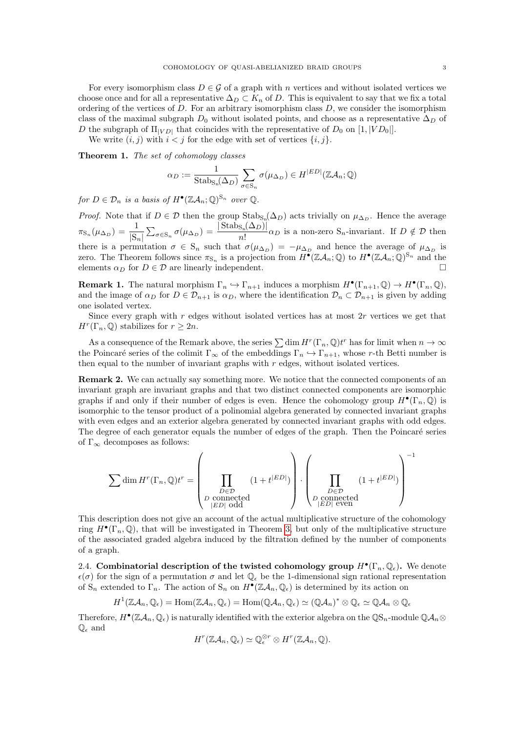For every isomorphism class $D \in \mathcal{G}$ of a graph with $n$ vertices and without isolated vertices we choose once and for all a representative $\Delta_D \subset K_n$ of $D$. This is equivalent to say that we fix a total ordering of the vertices of $D$. For an arbitrary isomorphism class $D$, we consider the isomorphism class of the maximal subgraph $D_0$ without isolated points, and choose as a representative $\Delta_D$ of $D$ the subgraph of $\Pi_{|VD|}$ that coincides with the representative of $D_0$ on $[1, |VD_0|]$.

We write $(i,j)$ with $i<j$ for the edge with set of vertices $\{i,j\}$.

**Theorem 1.** *The set of cohomology classes*

$$\alpha_D := \frac{1}{\mathrm{Stab}_{\mathrm{S}_n}(\Delta_D)} \sum_{\sigma \in \mathrm{S}_n} \sigma(\mu_{\Delta_D}) \in H^{|ED|}(\mathbb{Z}\mathcal{A}_n; \mathbb{Q})$$

*for $D \in \mathcal{D}_n$ is a basis of $H^\bullet(\mathbb{Z}\mathcal{A}_n; \mathbb{Q})^{\mathrm{S}_n}$ over $\mathbb{Q}$.*

*Proof.* Note that if $D \in \mathcal{D}$ then the group $\mathrm{Stab}_{\mathrm{S}_n}(\Delta_D)$ acts trivially on $\mu_{\Delta_D}$. Hence the average $\pi_{\mathrm{S}_n}(\mu_{\Delta_D}) = \frac{1}{|\mathrm{S}_n|}\sum_{\sigma \in \mathrm{S}_n} \sigma(\mu_{\Delta_D}) = \frac{|\mathrm{Stab}_{\mathrm{S}_n}(\Delta_D)|}{n!}\alpha_D$ is a non-zero $\mathrm{S}_n$-invariant. If $D \notin \mathcal{D}$ then there is a permutation $\sigma \in \mathrm{S}_n$ such that $\sigma(\mu_{\Delta_D}) = -\mu_{\Delta_D}$ and hence the average of $\mu_{\Delta_D}$ is zero. The Theorem follows since $\pi_{\mathrm{S}_n}$ is a projection from $H^\bullet(\mathbb{Z}\mathcal{A}_n; \mathbb{Q})$ to $H^\bullet(\mathbb{Z}\mathcal{A}_n; \mathbb{Q})^{\mathrm{S}_n}$ and the elements $\alpha_D$ for $D \in \mathcal{D}$ are linearly independent. □

**Remark 1.** The natural morphism $\Gamma_n \hookrightarrow \Gamma_{n+1}$ induces a morphism $H^\bullet(\Gamma_{n+1}, \mathbb{Q}) \to H^\bullet(\Gamma_n, \mathbb{Q})$, and the image of $\alpha_D$ for $D \in \mathcal{D}_{n+1}$ is $\alpha_D$, where the identification $\mathcal{D}_n \subset \mathcal{D}_{n+1}$ is given by adding one isolated vertex.

Since every graph with $r$ edges without isolated vertices has at most $2r$ vertices we get that $H^r(\Gamma_n, \mathbb{Q})$ stabilizes for $r \geq 2n$.

As a consequence of the Remark above, the series $\sum \dim H^r(\Gamma_n, \mathbb{Q}) t^r$ has for limit when $n \to \infty$ the Poincaré series of the colimit $\Gamma_\infty$ of the embeddings $\Gamma_n \hookrightarrow \Gamma_{n+1}$, whose $r$-th Betti number is then equal to the number of invariant graphs with $r$ edges, without isolated vertices.

**Remark 2.** We can actually say something more. We notice that the connected components of an invariant graph are invariant graphs and that two distinct connected components are isomorphic graphs if and only if their number of edges is even. Hence the cohomology group $H^\bullet(\Gamma_n, \mathbb{Q})$ is isomorphic to the tensor product of a polinomial algebra generated by connected invariant graphs with even edges and an exterior algebra generated by connected invariant graphs with odd edges. The degree of each generator equals the number of edges of the graph. Then the Poincaré series of $\Gamma_\infty$ decomposes as follows:

$$\sum \dim H^r(\Gamma_n, \mathbb{Q}) t^r = \left( \prod_{\substack{D \in \mathcal{D} \\ D \text{ connected} \\ |ED| \text{ odd}}} (1 + t^{|ED|}) \right) \cdot \left( \prod_{\substack{D \in \mathcal{D} \\ D \text{ connected} \\ |ED| \text{ even}}} (1 + t^{|ED|}) \right)^{-1}$$

This description does not give an account of the actual multiplicative structure of the cohomology ring $H^\bullet(\Gamma_n, \mathbb{Q})$, that will be investigated in Theorem 3, but only of the multiplicative structure of the associated graded algebra induced by the filtration defined by the number of components of a graph.

2.4. **Combinatorial description of the twisted cohomology group $H^\bullet(\Gamma_n, \mathbb{Q}_\epsilon)$.** We denote $\epsilon(\sigma)$ for the sign of a permutation $\sigma$ and let $\mathbb{Q}_\epsilon$ be the 1-dimensional sign rational representation of $\mathrm{S}_n$ extended to $\Gamma_n$. The action of $\mathrm{S}_n$ on $H^\bullet(\mathbb{Z}\mathcal{A}_n, \mathbb{Q}_\epsilon)$ is determined by its action on

$$H^1(\mathbb{Z}\mathcal{A}_n, \mathbb{Q}_\epsilon) = \mathrm{Hom}(\mathbb{Z}\mathcal{A}_n, \mathbb{Q}_\epsilon) = \mathrm{Hom}(\mathbb{Q}\mathcal{A}_n, \mathbb{Q}_\epsilon) \simeq (\mathbb{Q}\mathcal{A}_n)^* \otimes \mathbb{Q}_\epsilon \simeq \mathbb{Q}\mathcal{A}_n \otimes \mathbb{Q}_\epsilon$$

Therefore, $H^\bullet(\mathbb{Z}\mathcal{A}_n, \mathbb{Q}_\epsilon)$ is naturally identified with the exterior algebra on the $\mathbb{Q}\mathrm{S}_n$-module $\mathbb{Q}\mathcal{A}_n \otimes \mathbb{Q}_\epsilon$ and

$$H^r(\mathbb{Z}\mathcal{A}_n, \mathbb{Q}_\epsilon) \simeq \mathbb{Q}_\epsilon^{\otimes r} \otimes H^r(\mathbb{Z}\mathcal{A}_n, \mathbb{Q}).$$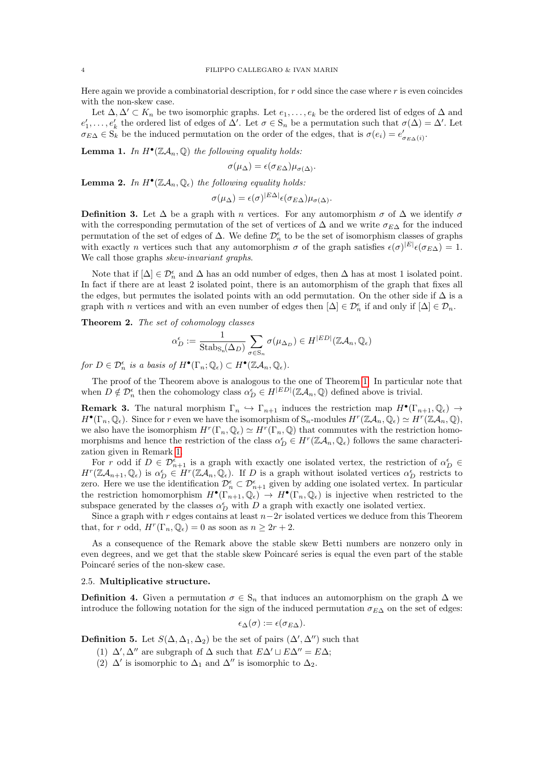Here again we provide a combinatorial description, for $r$ odd since the case where $r$ is even coincides with the non-skew case.

Let $\Delta, \Delta' \subset K_n$ be two isomorphic graphs. Let $e_1, \ldots, e_k$ be the ordered list of edges of $\Delta$ and $e'_1, \ldots, e'_k$ the ordered list of edges of $\Delta'$. Let $\sigma \in \mathrm{S}_n$ be a permutation such that $\sigma(\Delta) = \Delta'$. Let $\sigma_{E\Delta} \in \mathrm{S}_k$ be the induced permutation on the order of the edges, that is $\sigma(e_i) = e'_{\sigma_{E\Delta}(i)}$.

**Lemma 1.** *In $H^\bullet(\mathbb{Z}\mathcal{A}_n, \mathbb{Q})$ the following equality holds:*

$$\sigma(\mu_\Delta) = \epsilon(\sigma_{E\Delta})\mu_{\sigma(\Delta)}.$$

**Lemma 2.** *In $H^\bullet(\mathbb{Z}\mathcal{A}_n, \mathbb{Q}_\epsilon)$ the following equality holds:*

$$\sigma(\mu_\Delta) = \epsilon(\sigma)^{|E\Delta|}\epsilon(\sigma_{E\Delta})\mu_{\sigma(\Delta)}.$$

**Definition 3.** Let $\Delta$ be a graph with $n$ vertices. For any automorphism $\sigma$ of $\Delta$ we identify $\sigma$ with the corresponding permutation of the set of vertices of $\Delta$ and we write $\sigma_{E\Delta}$ for the induced permutation of the set of edges of $\Delta$. We define $\mathcal{D}_n^\epsilon$ to be the set of isomorphism classes of graphs with exactly $n$ vertices such that any automorphism $\sigma$ of the graph satisfies $\epsilon(\sigma)^{|E|}\epsilon(\sigma_{E\Delta}) = 1$. We call those graphs *skew-invariant graphs*.

Note that if $[\Delta] \in \mathcal{D}_n^\epsilon$ and $\Delta$ has an odd number of edges, then $\Delta$ has at most 1 isolated point. In fact if there are at least 2 isolated point, there is an automorphism of the graph that fixes all the edges, but permutes the isolated points with an odd permutation. On the other side if $\Delta$ is a graph with $n$ vertices and with an even number of edges then $[\Delta] \in \mathcal{D}_n^\epsilon$ if and only if $[\Delta] \in \mathcal{D}_n$.

**Theorem 2.** *The set of cohomology classes*

$$\alpha_D^\epsilon := \frac{1}{\mathrm{Stab}_{\mathrm{S}_n}(\Delta_D)} \sum_{\sigma \in \mathrm{S}_n} \sigma(\mu_{\Delta_D}) \in H^{|ED|}(\mathbb{Z}\mathcal{A}_n, \mathbb{Q}_\epsilon)$$

*for $D \in \mathcal{D}_n^\epsilon$ is a basis of $H^\bullet(\Gamma_n; \mathbb{Q}_\epsilon) \subset H^\bullet(\mathbb{Z}\mathcal{A}_n, \mathbb{Q}_\epsilon)$.*

The proof of the Theorem above is analogous to the one of Theorem 1. In particular note that when $D \notin \mathcal{D}_n^\epsilon$ then the cohomology class $\alpha_D^\epsilon \in H^{|ED|}(\mathbb{Z}\mathcal{A}_n, \mathbb{Q})$ defined above is trivial.

**Remark 3.** The natural morphism $\Gamma_n \hookrightarrow \Gamma_{n+1}$ induces the restriction map $H^\bullet(\Gamma_{n+1}, \mathbb{Q}_\epsilon) \to H^\bullet(\Gamma_n, \mathbb{Q}_\epsilon)$. Since for $r$ even we have the isomorphism of $\mathrm{S}_n$-modules $H^r(\mathbb{Z}\mathcal{A}_n, \mathbb{Q}_\epsilon) \simeq H^r(\mathbb{Z}\mathcal{A}_n, \mathbb{Q})$, we also have the isomorphism $H^r(\Gamma_n, \mathbb{Q}_\epsilon) \simeq H^r(\Gamma_n, \mathbb{Q})$ that commutes with the restriction homomorphisms and hence the restriction of the class $\alpha_D^\epsilon \in H^r(\mathbb{Z}\mathcal{A}_n, \mathbb{Q}_\epsilon)$ follows the same characterization given in Remark 1.

For $r$ odd if $D \in \mathcal{D}_{n+1}^\epsilon$ is a graph with exactly one isolated vertex, the restriction of $\alpha_D^\epsilon \in H^r(\mathbb{Z}\mathcal{A}_{n+1}, \mathbb{Q}_\epsilon)$ is $\alpha_D^\epsilon \in H^r(\mathbb{Z}\mathcal{A}_n, \mathbb{Q}_\epsilon)$. If $D$ is a graph without isolated vertices $\alpha_D^\epsilon$ restricts to zero. Here we use the identification $\mathcal{D}_n^\epsilon \subset \mathcal{D}_{n+1}^\epsilon$ given by adding one isolated vertex. In particular the restriction homomorphism $H^\bullet(\Gamma_{n+1}, \mathbb{Q}_\epsilon) \to H^\bullet(\Gamma_n, \mathbb{Q}_\epsilon)$ is injective when restricted to the subspace generated by the classes $\alpha_D^\epsilon$ with $D$ a graph with exactly one isolated vertiex.

Since a graph with $r$ edges contains at least $n-2r$ isolated vertices we deduce from this Theorem that, for $r$ odd, $H^r(\Gamma_n, \mathbb{Q}_\epsilon) = 0$ as soon as $n \geq 2r+2$.

As a consequence of the Remark above the stable skew Betti numbers are nonzero only in even degrees, and we get that the stable skew Poincaré series is equal the even part of the stable Poincaré series of the non-skew case.

### 2.5. Multiplicative structure.

**Definition 4.** Given a permutation $\sigma \in \mathrm{S}_n$ that induces an automorphism on the graph $\Delta$ we introduce the following notation for the sign of the induced permutation $\sigma_{E\Delta}$ on the set of edges:

$$\epsilon_\Delta(\sigma) := \epsilon(\sigma_{E\Delta}).$$

**Definition 5.** Let $S(\Delta, \Delta_1, \Delta_2)$ be the set of pairs $(\Delta', \Delta'')$ such that

1. $\Delta', \Delta''$ are subgraph of $\Delta$ such that $E\Delta' \sqcup E\Delta'' = E\Delta$;
2. $\Delta'$ is isomorphic to $\Delta_1$ and $\Delta''$ is isomorphic to $\Delta_2$.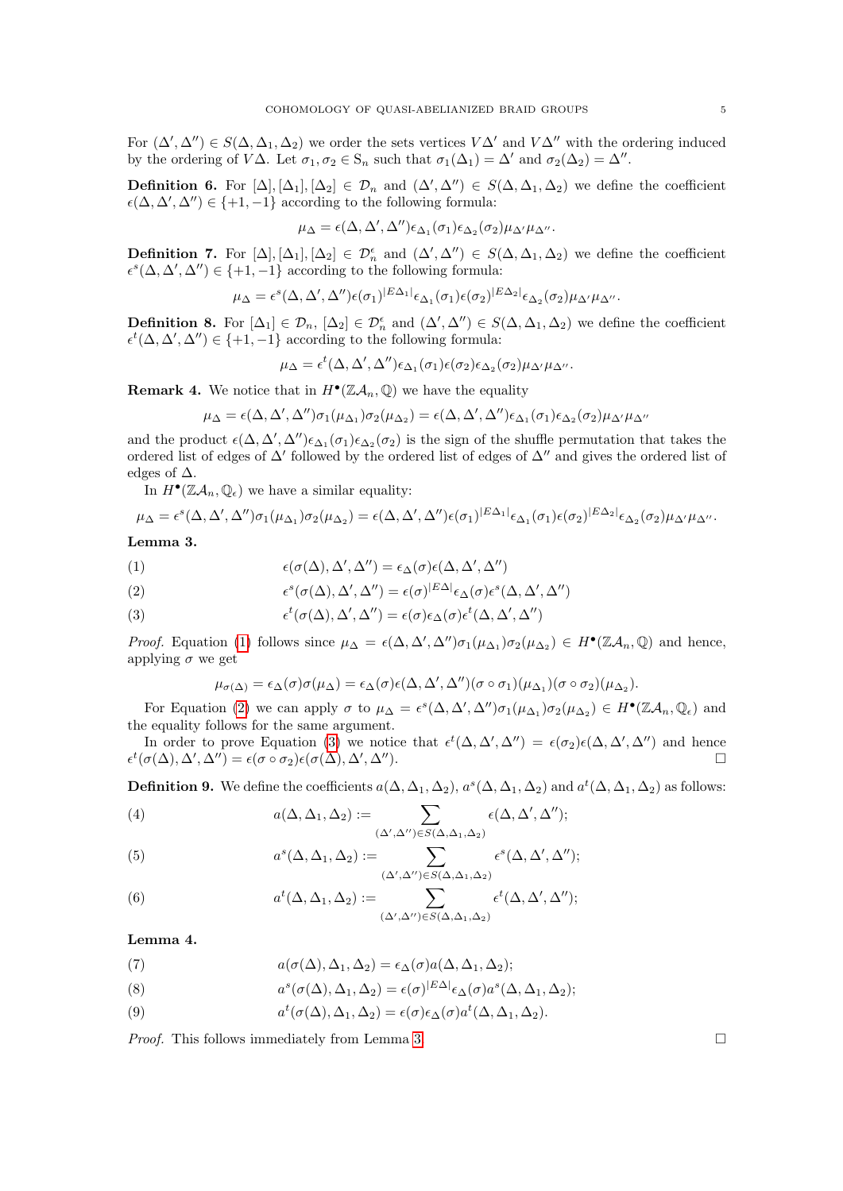For $(\Delta', \Delta'') \in S(\Delta, \Delta_1, \Delta_2)$ we order the sets vertices $V\Delta'$ and $V\Delta''$ with the ordering induced by the ordering of $V\Delta$. Let $\sigma_1, \sigma_2 \in \mathrm{S}_n$ such that $\sigma_1(\Delta_1) = \Delta'$ and $\sigma_2(\Delta_2) = \Delta''$.

**Definition 6.** For $[\Delta], [\Delta_1], [\Delta_2] \in \mathcal{D}_n$ and $(\Delta', \Delta'') \in S(\Delta, \Delta_1, \Delta_2)$ we define the coefficient $\epsilon(\Delta, \Delta', \Delta'') \in \{+1, -1\}$ according to the following formula:

$$\mu_\Delta = \epsilon(\Delta, \Delta', \Delta'')\epsilon_{\Delta_1}(\sigma_1)\epsilon_{\Delta_2}(\sigma_2)\mu_{\Delta'}\mu_{\Delta''}.$$

**Definition 7.** For $[\Delta], [\Delta_1], [\Delta_2] \in \mathcal{D}_n^\epsilon$ and $(\Delta', \Delta'') \in S(\Delta, \Delta_1, \Delta_2)$ we define the coefficient $\epsilon^s(\Delta, \Delta', \Delta'') \in \{+1, -1\}$ according to the following formula:

$$\mu_\Delta = \epsilon^s(\Delta, \Delta', \Delta'')\epsilon(\sigma_1)^{|E\Delta_1|}\epsilon_{\Delta_1}(\sigma_1)\epsilon(\sigma_2)^{|E\Delta_2|}\epsilon_{\Delta_2}(\sigma_2)\mu_{\Delta'}\mu_{\Delta''}.$$

**Definition 8.** For $[\Delta_1] \in \mathcal{D}_n$, $[\Delta_2] \in \mathcal{D}_n^\epsilon$ and $(\Delta', \Delta'') \in S(\Delta, \Delta_1, \Delta_2)$ we define the coefficient $\epsilon^t(\Delta, \Delta', \Delta'') \in \{+1, -1\}$ according to the following formula:

$$\mu_\Delta = \epsilon^t(\Delta, \Delta', \Delta'')\epsilon_{\Delta_1}(\sigma_1)\epsilon(\sigma_2)\epsilon_{\Delta_2}(\sigma_2)\mu_{\Delta'}\mu_{\Delta''}.$$

**Remark 4.** We notice that in $H^\bullet(\mathbb{Z}\mathcal{A}_n, \mathbb{Q})$ we have the equality

$$\mu_\Delta = \epsilon(\Delta, \Delta', \Delta'')\sigma_1(\mu_{\Delta_1})\sigma_2(\mu_{\Delta_2}) = \epsilon(\Delta, \Delta', \Delta'')\epsilon_{\Delta_1}(\sigma_1)\epsilon_{\Delta_2}(\sigma_2)\mu_{\Delta'}\mu_{\Delta''}$$

and the product $\epsilon(\Delta, \Delta', \Delta'')\epsilon_{\Delta_1}(\sigma_1)\epsilon_{\Delta_2}(\sigma_2)$ is the sign of the shuffle permutation that takes the ordered list of edges of $\Delta'$ followed by the ordered list of edges of $\Delta''$ and gives the ordered list of edges of $\Delta$.

In $H^\bullet(\mathbb{Z}\mathcal{A}_n, \mathbb{Q}_\epsilon)$ we have a similar equality:

$$\mu_\Delta = \epsilon^s(\Delta, \Delta', \Delta'')\sigma_1(\mu_{\Delta_1})\sigma_2(\mu_{\Delta_2}) = \epsilon(\Delta, \Delta', \Delta'')\epsilon(\sigma_1)^{|E\Delta_1|}\epsilon_{\Delta_1}(\sigma_1)\epsilon(\sigma_2)^{|E\Delta_2|}\epsilon_{\Delta_2}(\sigma_2)\mu_{\Delta'}\mu_{\Delta''}.$$

**Lemma 3.**

$$\epsilon(\sigma(\Delta), \Delta', \Delta'') = \epsilon_\Delta(\sigma)\epsilon(\Delta, \Delta', \Delta'') \tag{1}$$

$$\epsilon^s(\sigma(\Delta), \Delta', \Delta'') = \epsilon(\sigma)^{|E\Delta|}\epsilon_\Delta(\sigma)\epsilon^s(\Delta, \Delta', \Delta'') \tag{2}$$

$$\epsilon^t(\sigma(\Delta), \Delta', \Delta'') = \epsilon(\sigma)\epsilon_\Delta(\sigma)\epsilon^t(\Delta, \Delta', \Delta'') \tag{3}$$

*Proof.* Equation (1) follows since $\mu_\Delta = \epsilon(\Delta, \Delta', \Delta'')\sigma_1(\mu_{\Delta_1})\sigma_2(\mu_{\Delta_2}) \in H^\bullet(\mathbb{Z}\mathcal{A}_n, \mathbb{Q})$ and hence, applying $\sigma$ we get

$$\mu_{\sigma(\Delta)} = \epsilon_\Delta(\sigma)\sigma(\mu_\Delta) = \epsilon_\Delta(\sigma)\epsilon(\Delta, \Delta', \Delta'')(\sigma \circ \sigma_1)(\mu_{\Delta_1})(\sigma \circ \sigma_2)(\mu_{\Delta_2}).$$

For Equation (2) we can apply $\sigma$ to $\mu_\Delta = \epsilon^s(\Delta, \Delta', \Delta'')\sigma_1(\mu_{\Delta_1})\sigma_2(\mu_{\Delta_2}) \in H^\bullet(\mathbb{Z}\mathcal{A}_n, \mathbb{Q}_\epsilon)$ and the equality follows for the same argument.

In order to prove Equation (3) we notice that $\epsilon^t(\Delta, \Delta', \Delta'') = \epsilon(\sigma_2)\epsilon(\Delta, \Delta', \Delta'')$ and hence $\epsilon^t(\sigma(\Delta), \Delta', \Delta'') = \epsilon(\sigma \circ \sigma_2)\epsilon(\sigma(\Delta), \Delta', \Delta'')$. □

**Definition 9.** We define the coefficients $a(\Delta, \Delta_1, \Delta_2)$, $a^s(\Delta, \Delta_1, \Delta_2)$ and $a^t(\Delta, \Delta_1, \Delta_2)$ as follows:

$$a(\Delta, \Delta_1, \Delta_2) := \sum_{(\Delta', \Delta'') \in S(\Delta, \Delta_1, \Delta_2)} \epsilon(\Delta, \Delta', \Delta''); \tag{4}$$

$$a^s(\Delta, \Delta_1, \Delta_2) := \sum_{(\Delta', \Delta'') \in S(\Delta, \Delta_1, \Delta_2)} \epsilon^s(\Delta, \Delta', \Delta''); \tag{5}$$

$$a^t(\Delta, \Delta_1, \Delta_2) := \sum_{(\Delta', \Delta'') \in S(\Delta, \Delta_1, \Delta_2)} \epsilon^t(\Delta, \Delta', \Delta''); \tag{6}$$

**Lemma 4.**

$$a(\sigma(\Delta), \Delta_1, \Delta_2) = \epsilon_\Delta(\sigma)a(\Delta, \Delta_1, \Delta_2); \tag{7}$$

$$a^s(\sigma(\Delta), \Delta_1, \Delta_2) = \epsilon(\sigma)^{|E\Delta|}\epsilon_\Delta(\sigma)a^s(\Delta, \Delta_1, \Delta_2); \tag{8}$$

$$a^t(\sigma(\Delta), \Delta_1, \Delta_2) = \epsilon(\sigma)\epsilon_\Delta(\sigma)a^t(\Delta, \Delta_1, \Delta_2). \tag{9}$$

*Proof.* This follows immediately from Lemma 3. □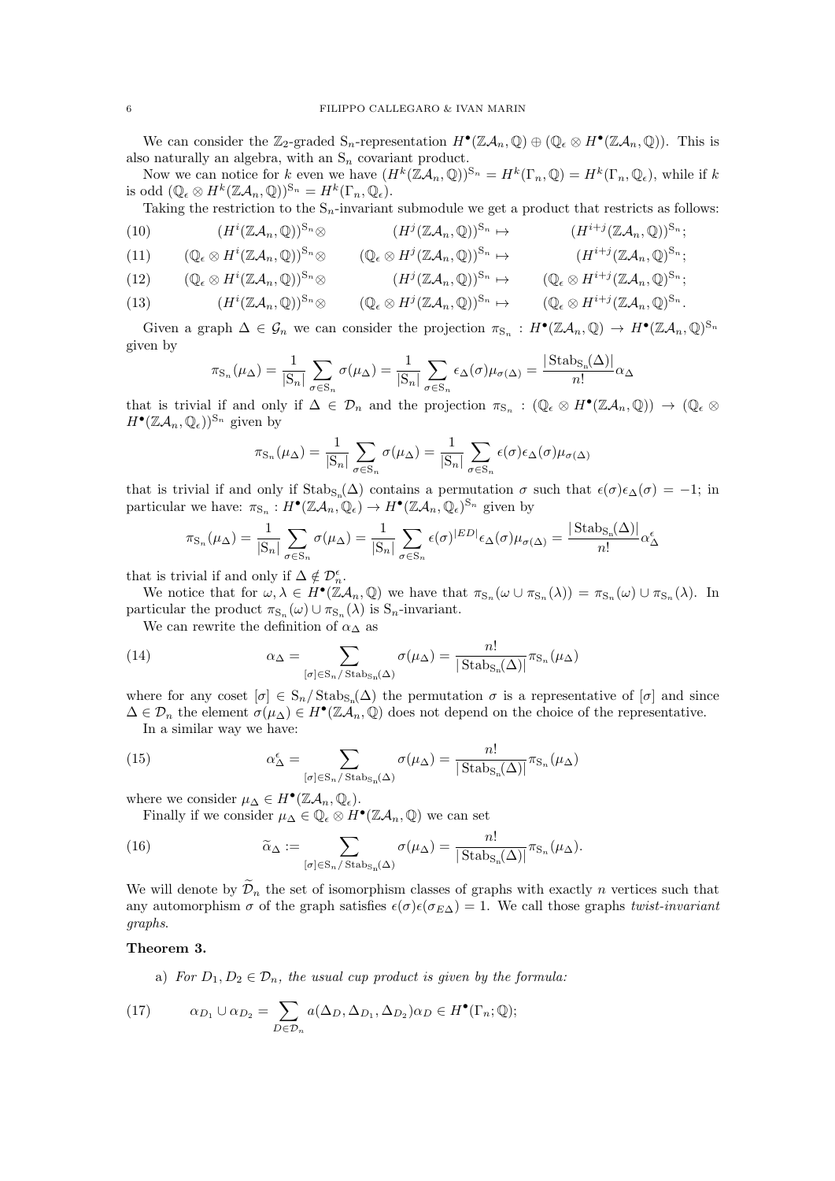We can consider the $\mathbb{Z}_2$-graded $\mathrm{S}_n$-representation $H^\bullet(\mathbb{Z}\mathcal{A}_n,\mathbb{Q}) \oplus (\mathbb{Q}_\epsilon \otimes H^\bullet(\mathbb{Z}\mathcal{A}_n,\mathbb{Q}))$. This is also naturally an algebra, with an $\mathrm{S}_n$ covariant product.

Now we can notice for $k$ even we have $(H^k(\mathbb{Z}\mathcal{A}_n,\mathbb{Q}))^{\mathrm{S}_n} = H^k(\Gamma_n,\mathbb{Q}) = H^k(\Gamma_n,\mathbb{Q}_\epsilon)$, while if $k$ is odd $(\mathbb{Q}_\epsilon \otimes H^k(\mathbb{Z}\mathcal{A}_n,\mathbb{Q}))^{\mathrm{S}_n} = H^k(\Gamma_n,\mathbb{Q}_\epsilon)$.

Taking the restriction to the $\mathrm{S}_n$-invariant submodule we get a product that restricts as follows:

$$(H^i(\mathbb{Z}\mathcal{A}_n,\mathbb{Q}))^{\mathrm{S}_n} \otimes (H^j(\mathbb{Z}\mathcal{A}_n,\mathbb{Q}))^{\mathrm{S}_n} \mapsto (H^{i+j}(\mathbb{Z}\mathcal{A}_n,\mathbb{Q}))^{\mathrm{S}_n}; \tag{10}$$

$$(\mathbb{Q}_\epsilon \otimes H^i(\mathbb{Z}\mathcal{A}_n,\mathbb{Q}))^{\mathrm{S}_n} \otimes (\mathbb{Q}_\epsilon \otimes H^j(\mathbb{Z}\mathcal{A}_n,\mathbb{Q}))^{\mathrm{S}_n} \mapsto (H^{i+j}(\mathbb{Z}\mathcal{A}_n,\mathbb{Q}))^{\mathrm{S}_n}; \tag{11}$$

$$(\mathbb{Q}_\epsilon \otimes H^i(\mathbb{Z}\mathcal{A}_n,\mathbb{Q}))^{\mathrm{S}_n} \otimes (H^j(\mathbb{Z}\mathcal{A}_n,\mathbb{Q}))^{\mathrm{S}_n} \mapsto (\mathbb{Q}_\epsilon \otimes H^{i+j}(\mathbb{Z}\mathcal{A}_n,\mathbb{Q}))^{\mathrm{S}_n}; \tag{12}$$

$$(H^i(\mathbb{Z}\mathcal{A}_n,\mathbb{Q}))^{\mathrm{S}_n} \otimes (\mathbb{Q}_\epsilon \otimes H^j(\mathbb{Z}\mathcal{A}_n,\mathbb{Q}))^{\mathrm{S}_n} \mapsto (\mathbb{Q}_\epsilon \otimes H^{i+j}(\mathbb{Z}\mathcal{A}_n,\mathbb{Q}))^{\mathrm{S}_n}. \tag{13}$$

Given a graph $\Delta \in \mathcal{G}_n$ we can consider the projection $\pi_{\mathrm{S}_n} : H^\bullet(\mathbb{Z}\mathcal{A}_n,\mathbb{Q}) \to H^\bullet(\mathbb{Z}\mathcal{A}_n,\mathbb{Q})^{\mathrm{S}_n}$ given by

$$\pi_{\mathrm{S}_n}(\mu_\Delta) = \frac{1}{|\mathrm{S}_n|}\sum_{\sigma\in\mathrm{S}_n}\sigma(\mu_\Delta) = \frac{1}{|\mathrm{S}_n|}\sum_{\sigma\in\mathrm{S}_n}\epsilon_\Delta(\sigma)\mu_{\sigma(\Delta)} = \frac{|\mathrm{Stab}_{\mathrm{S}_n}(\Delta)|}{n!}\alpha_\Delta$$

that is trivial if and only if $\Delta \in \mathcal{D}_n$ and the projection $\pi_{\mathrm{S}_n} : (\mathbb{Q}_\epsilon \otimes H^\bullet(\mathbb{Z}\mathcal{A}_n,\mathbb{Q})) \to (\mathbb{Q}_\epsilon \otimes H^\bullet(\mathbb{Z}\mathcal{A}_n,\mathbb{Q}_\epsilon))^{\mathrm{S}_n}$ given by

$$\pi_{\mathrm{S}_n}(\mu_\Delta) = \frac{1}{|\mathrm{S}_n|}\sum_{\sigma\in\mathrm{S}_n}\sigma(\mu_\Delta) = \frac{1}{|\mathrm{S}_n|}\sum_{\sigma\in\mathrm{S}_n}\epsilon(\sigma)\epsilon_\Delta(\sigma)\mu_{\sigma(\Delta)}$$

that is trivial if and only if $\mathrm{Stab}_{\mathrm{S}_n}(\Delta)$ contains a permutation $\sigma$ such that $\epsilon(\sigma)\epsilon_\Delta(\sigma) = -1$; in particular we have: $\pi_{\mathrm{S}_n} : H^\bullet(\mathbb{Z}\mathcal{A}_n,\mathbb{Q}_\epsilon) \to H^\bullet(\mathbb{Z}\mathcal{A}_n,\mathbb{Q}_\epsilon)^{\mathrm{S}_n}$ given by

$$\pi_{\mathrm{S}_n}(\mu_\Delta) = \frac{1}{|\mathrm{S}_n|}\sum_{\sigma\in\mathrm{S}_n}\sigma(\mu_\Delta) = \frac{1}{|\mathrm{S}_n|}\sum_{\sigma\in\mathrm{S}_n}\epsilon(\sigma)^{|ED|}\epsilon_\Delta(\sigma)\mu_{\sigma(\Delta)} = \frac{|\mathrm{Stab}_{\mathrm{S}_n}(\Delta)|}{n!}\alpha_\Delta^\epsilon$$

that is trivial if and only if $\Delta \notin \mathcal{D}_n^\epsilon$.

We notice that for $\omega,\lambda \in H^\bullet(\mathbb{Z}\mathcal{A}_n,\mathbb{Q})$ we have that $\pi_{\mathrm{S}_n}(\omega \cup \pi_{\mathrm{S}_n}(\lambda)) = \pi_{\mathrm{S}_n}(\omega) \cup \pi_{\mathrm{S}_n}(\lambda)$. In particular the product $\pi_{\mathrm{S}_n}(\omega) \cup \pi_{\mathrm{S}_n}(\lambda)$ is $\mathrm{S}_n$-invariant.

We can rewrite the definition of $\alpha_\Delta$ as

$$\alpha_\Delta = \sum_{[\sigma]\in\mathrm{S}_n/\mathrm{Stab}_{\mathrm{S}_n}(\Delta)}\sigma(\mu_\Delta) = \frac{n!}{|\mathrm{Stab}_{\mathrm{S}_n}(\Delta)|}\pi_{\mathrm{S}_n}(\mu_\Delta) \tag{14}$$

where for any coset $[\sigma] \in \mathrm{S}_n/\mathrm{Stab}_{\mathrm{S}_n}(\Delta)$ the permutation $\sigma$ is a representative of $[\sigma]$ and since $\Delta \in \mathcal{D}_n$ the element $\sigma(\mu_\Delta) \in H^\bullet(\mathbb{Z}\mathcal{A}_n,\mathbb{Q})$ does not depend on the choice of the representative.

In a similar way we have:

$$\alpha_\Delta^\epsilon = \sum_{[\sigma]\in\mathrm{S}_n/\mathrm{Stab}_{\mathrm{S}_n}(\Delta)}\sigma(\mu_\Delta) = \frac{n!}{|\mathrm{Stab}_{\mathrm{S}_n}(\Delta)|}\pi_{\mathrm{S}_n}(\mu_\Delta) \tag{15}$$

where we consider $\mu_\Delta \in H^\bullet(\mathbb{Z}\mathcal{A}_n,\mathbb{Q}_\epsilon)$.

Finally if we consider $\mu_\Delta \in \mathbb{Q}_\epsilon \otimes H^\bullet(\mathbb{Z}\mathcal{A}_n,\mathbb{Q})$ we can set

$$\widetilde{\alpha}_\Delta := \sum_{[\sigma]\in\mathrm{S}_n/\mathrm{Stab}_{\mathrm{S}_n}(\Delta)}\sigma(\mu_\Delta) = \frac{n!}{|\mathrm{Stab}_{\mathrm{S}_n}(\Delta)|}\pi_{\mathrm{S}_n}(\mu_\Delta). \tag{16}$$

We will denote by $\widetilde{\mathcal{D}}_n$ the set of isomorphism classes of graphs with exactly $n$ vertices such that any automorphism $\sigma$ of the graph satisfies $\epsilon(\sigma)\epsilon(\sigma_{E\Delta}) = 1$. We call those graphs *twist-invariant graphs*.

**Theorem 3.**

a) *For $D_1, D_2 \in \mathcal{D}_n$, the usual cup product is given by the formula:*

$$\alpha_{D_1} \cup \alpha_{D_2} = \sum_{D\in\mathcal{D}_n} a(\Delta_D,\Delta_{D_1},\Delta_{D_2})\alpha_D \in H^\bullet(\Gamma_n;\mathbb{Q}); \tag{17}$$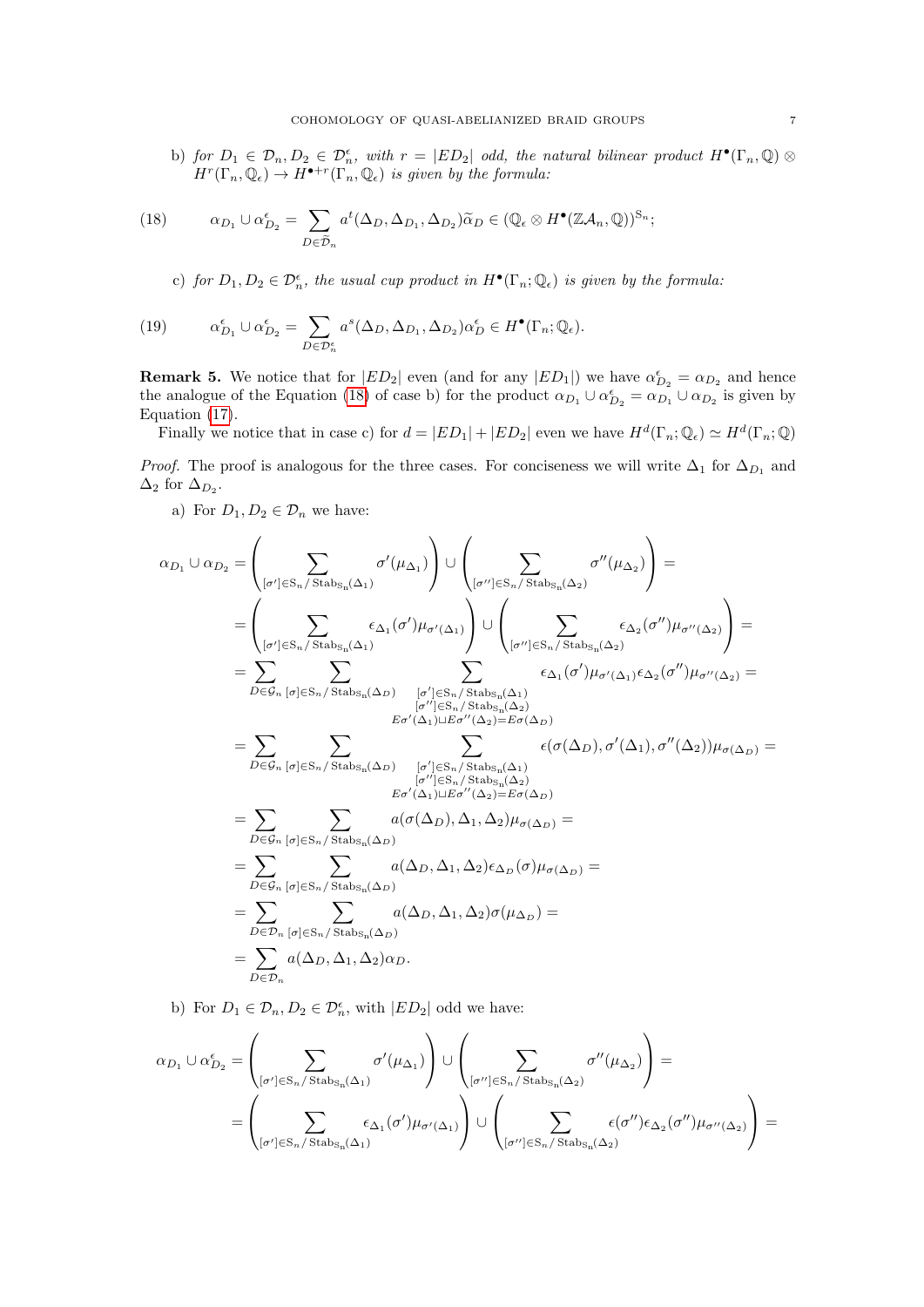b) *for $D_1 \in \mathcal{D}_n, D_2 \in \mathcal{D}_n^\epsilon$, with $r = |ED_2|$ odd, the natural bilinear product $H^\bullet(\Gamma_n, \mathbb{Q}) \otimes H^r(\Gamma_n, \mathbb{Q}_\epsilon) \to H^{\bullet+r}(\Gamma_n, \mathbb{Q}_\epsilon)$ is given by the formula:*

$$\alpha_{D_1} \cup \alpha^\epsilon_{D_2} = \sum_{D \in \widetilde{\mathcal{D}}_n} a^t(\Delta_D, \Delta_{D_1}, \Delta_{D_2}) \widetilde{\alpha}_D \in (\mathbb{Q}_\epsilon \otimes H^\bullet(\mathbb{Z}\mathcal{A}_n, \mathbb{Q}))^{\mathrm{S}_n}; \tag{18}$$

c) *for $D_1, D_2 \in \mathcal{D}_n^\epsilon$, the usual cup product in $H^\bullet(\Gamma_n; \mathbb{Q}_\epsilon)$ is given by the formula:*

$$\alpha^\epsilon_{D_1} \cup \alpha^\epsilon_{D_2} = \sum_{D \in \mathcal{D}_n^\epsilon} a^s(\Delta_D, \Delta_{D_1}, \Delta_{D_2}) \alpha^\epsilon_D \in H^\bullet(\Gamma_n; \mathbb{Q}_\epsilon). \tag{19}$$

**Remark 5.** We notice that for $|ED_2|$ even (and for any $|ED_1|$) we have $\alpha^\epsilon_{D_2} = \alpha_{D_2}$ and hence the analogue of the Equation (18) of case b) for the product $\alpha_{D_1} \cup \alpha^\epsilon_{D_2} = \alpha_{D_1} \cup \alpha_{D_2}$ is given by Equation (17).

Finally we notice that in case c) for $d = |ED_1| + |ED_2|$ even we have $H^d(\Gamma_n; \mathbb{Q}_\epsilon) \simeq H^d(\Gamma_n; \mathbb{Q})$

*Proof.* The proof is analogous for the three cases. For conciseness we will write $\Delta_1$ for $\Delta_{D_1}$ and $\Delta_2$ for $\Delta_{D_2}$.

a) For $D_1, D_2 \in \mathcal{D}_n$ we have:

$$\begin{aligned}
\alpha_{D_1} \cup \alpha_{D_2} &= \left( \sum_{[\sigma'] \in \mathrm{S}_n / \mathrm{Stab}_{\mathrm{S}_n}(\Delta_1)} \sigma'(\mu_{\Delta_1}) \right) \cup \left( \sum_{[\sigma''] \in \mathrm{S}_n / \mathrm{Stab}_{\mathrm{S}_n}(\Delta_2)} \sigma''(\mu_{\Delta_2}) \right) = \\
&= \left( \sum_{[\sigma'] \in \mathrm{S}_n / \mathrm{Stab}_{\mathrm{S}_n}(\Delta_1)} \epsilon_{\Delta_1}(\sigma') \mu_{\sigma'(\Delta_1)} \right) \cup \left( \sum_{[\sigma''] \in \mathrm{S}_n / \mathrm{Stab}_{\mathrm{S}_n}(\Delta_2)} \epsilon_{\Delta_2}(\sigma'') \mu_{\sigma''(\Delta_2)} \right) = \\
&= \sum_{D \in \mathcal{G}_n} \sum_{[\sigma] \in \mathrm{S}_n / \mathrm{Stab}_{\mathrm{S}_n}(\Delta_D)} \sum_{\substack{[\sigma'] \in \mathrm{S}_n / \mathrm{Stab}_{\mathrm{S}_n}(\Delta_1) \\ [\sigma''] \in \mathrm{S}_n / \mathrm{Stab}_{\mathrm{S}_n}(\Delta_2) \\ E\sigma'(\Delta_1) \sqcup E\sigma''(\Delta_2) = E\sigma(\Delta_D)}} \epsilon_{\Delta_1}(\sigma') \mu_{\sigma'(\Delta_1)} \epsilon_{\Delta_2}(\sigma'') \mu_{\sigma''(\Delta_2)} = \\
&= \sum_{D \in \mathcal{G}_n} \sum_{[\sigma] \in \mathrm{S}_n / \mathrm{Stab}_{\mathrm{S}_n}(\Delta_D)} \sum_{\substack{[\sigma'] \in \mathrm{S}_n / \mathrm{Stab}_{\mathrm{S}_n}(\Delta_1) \\ [\sigma''] \in \mathrm{S}_n / \mathrm{Stab}_{\mathrm{S}_n}(\Delta_2) \\ E\sigma'(\Delta_1) \sqcup E\sigma''(\Delta_2) = E\sigma(\Delta_D)}} \epsilon(\sigma(\Delta_D), \sigma'(\Delta_1), \sigma''(\Delta_2)) \mu_{\sigma(\Delta_D)} = \\
&= \sum_{D \in \mathcal{G}_n} \sum_{[\sigma] \in \mathrm{S}_n / \mathrm{Stab}_{\mathrm{S}_n}(\Delta_D)} a(\sigma(\Delta_D), \Delta_1, \Delta_2) \mu_{\sigma(\Delta_D)} = \\
&= \sum_{D \in \mathcal{G}_n} \sum_{[\sigma] \in \mathrm{S}_n / \mathrm{Stab}_{\mathrm{S}_n}(\Delta_D)} a(\Delta_D, \Delta_1, \Delta_2) \epsilon_{\Delta_D}(\sigma) \mu_{\sigma(\Delta_D)} = \\
&= \sum_{D \in \mathcal{D}_n} \sum_{[\sigma] \in \mathrm{S}_n / \mathrm{Stab}_{\mathrm{S}_n}(\Delta_D)} a(\Delta_D, \Delta_1, \Delta_2) \sigma(\mu_{\Delta_D}) = \\
&= \sum_{D \in \mathcal{D}_n} a(\Delta_D, \Delta_1, \Delta_2) \alpha_D.
\end{aligned}$$

b) For $D_1 \in \mathcal{D}_n, D_2 \in \mathcal{D}_n^\epsilon$, with $|ED_2|$ odd we have:

$$\begin{aligned}
\alpha_{D_1} \cup \alpha^\epsilon_{D_2} &= \left( \sum_{[\sigma'] \in \mathrm{S}_n / \mathrm{Stab}_{\mathrm{S}_n}(\Delta_1)} \sigma'(\mu_{\Delta_1}) \right) \cup \left( \sum_{[\sigma''] \in \mathrm{S}_n / \mathrm{Stab}_{\mathrm{S}_n}(\Delta_2)} \sigma''(\mu_{\Delta_2}) \right) = \\
&= \left( \sum_{[\sigma'] \in \mathrm{S}_n / \mathrm{Stab}_{\mathrm{S}_n}(\Delta_1)} \epsilon_{\Delta_1}(\sigma') \mu_{\sigma'(\Delta_1)} \right) \cup \left( \sum_{[\sigma''] \in \mathrm{S}_n / \mathrm{Stab}_{\mathrm{S}_n}(\Delta_2)} \epsilon(\sigma'') \epsilon_{\Delta_2}(\sigma'') \mu_{\sigma''(\Delta_2)} \right) =
\end{aligned}$$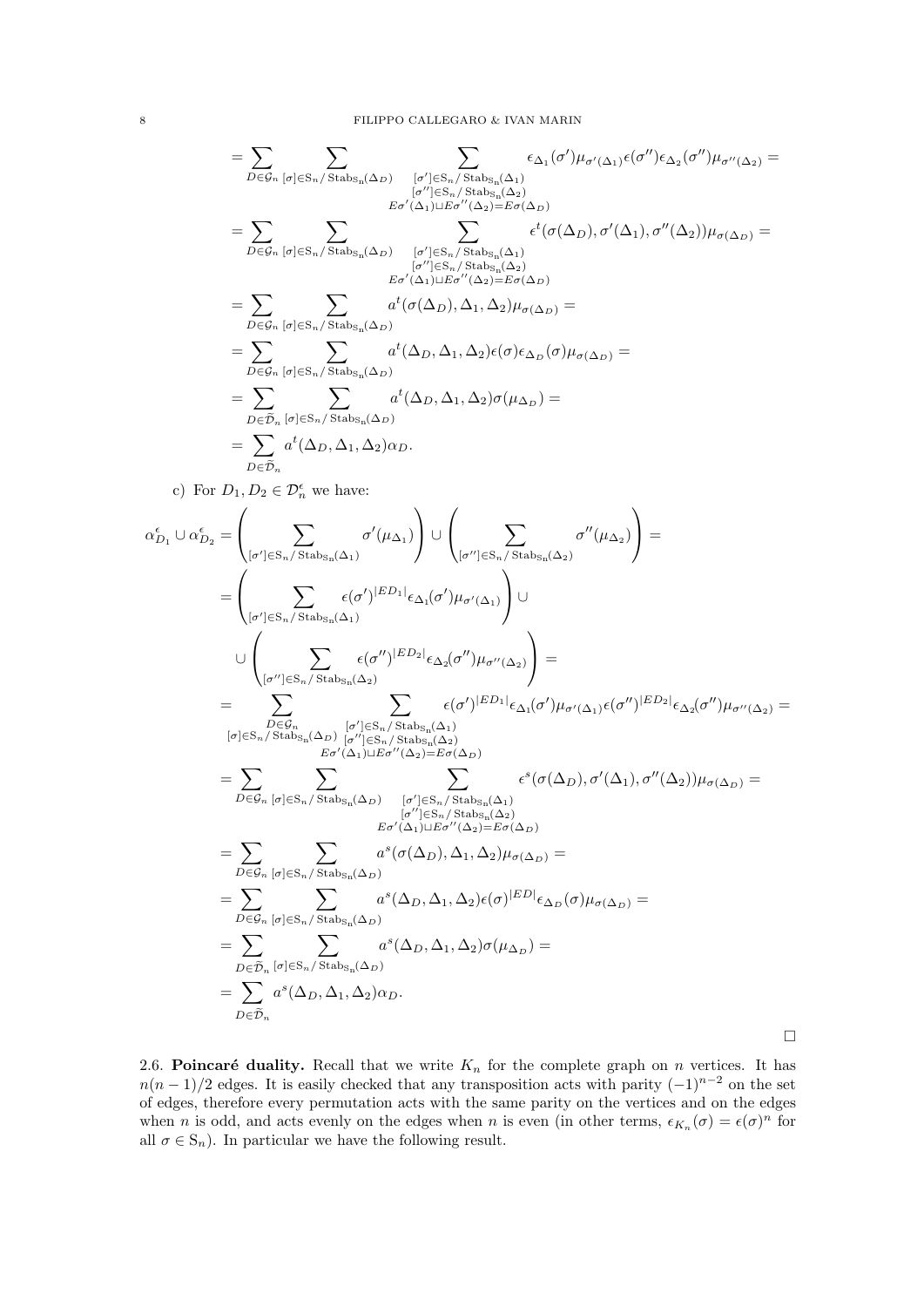$$
\begin{aligned}
&= \sum_{D \in \mathcal{G}_n} \sum_{[\sigma] \in \mathrm{S}_n/\operatorname{Stab}_{\mathrm{S}_n}(\Delta_D)} \sum_{\substack{[\sigma'] \in \mathrm{S}_n/\operatorname{Stab}_{\mathrm{S}_n}(\Delta_1) \\ [\sigma''] \in \mathrm{S}_n/\operatorname{Stab}_{\mathrm{S}_n}(\Delta_2) \\ E\sigma'(\Delta_1) \sqcup E\sigma''(\Delta_2) = E\sigma(\Delta_D)}} \epsilon_{\Delta_1}(\sigma') \mu_{\sigma'(\Delta_1)} \epsilon(\sigma'') \epsilon_{\Delta_2}(\sigma'') \mu_{\sigma''(\Delta_2)} = \\
&= \sum_{D \in \mathcal{G}_n} \sum_{[\sigma] \in \mathrm{S}_n/\operatorname{Stab}_{\mathrm{S}_n}(\Delta_D)} \sum_{\substack{[\sigma'] \in \mathrm{S}_n/\operatorname{Stab}_{\mathrm{S}_n}(\Delta_1) \\ [\sigma''] \in \mathrm{S}_n/\operatorname{Stab}_{\mathrm{S}_n}(\Delta_2) \\ E\sigma'(\Delta_1) \sqcup E\sigma''(\Delta_2) = E\sigma(\Delta_D)}} \epsilon^t(\sigma(\Delta_D), \sigma'(\Delta_1), \sigma''(\Delta_2)) \mu_{\sigma(\Delta_D)} = \\
&= \sum_{D \in \mathcal{G}_n} \sum_{[\sigma] \in \mathrm{S}_n/\operatorname{Stab}_{\mathrm{S}_n}(\Delta_D)} a^t(\sigma(\Delta_D), \Delta_1, \Delta_2) \mu_{\sigma(\Delta_D)} = \\
&= \sum_{D \in \mathcal{G}_n} \sum_{[\sigma] \in \mathrm{S}_n/\operatorname{Stab}_{\mathrm{S}_n}(\Delta_D)} a^t(\Delta_D, \Delta_1, \Delta_2) \epsilon(\sigma) \epsilon_{\Delta_D}(\sigma) \mu_{\sigma(\Delta_D)} = \\
&= \sum_{D \in \widetilde{\mathcal{D}}_n} \sum_{[\sigma] \in \mathrm{S}_n/\operatorname{Stab}_{\mathrm{S}_n}(\Delta_D)} a^t(\Delta_D, \Delta_1, \Delta_2) \sigma(\mu_{\Delta_D}) = \\
&= \sum_{D \in \widetilde{\mathcal{D}}_n} a^t(\Delta_D, \Delta_1, \Delta_2) \alpha_D.
\end{aligned}
$$

c) For $D_1, D_2 \in \mathcal{D}_n^\epsilon$ we have:

$$
\begin{aligned}
\alpha_{D_1}^\epsilon \cup \alpha_{D_2}^\epsilon &= \left( \sum_{[\sigma'] \in \mathrm{S}_n/\operatorname{Stab}_{\mathrm{S}_n}(\Delta_1)} \sigma'(\mu_{\Delta_1}) \right) \cup \left( \sum_{[\sigma''] \in \mathrm{S}_n/\operatorname{Stab}_{\mathrm{S}_n}(\Delta_2)} \sigma''(\mu_{\Delta_2}) \right) = \\
&= \left( \sum_{[\sigma'] \in \mathrm{S}_n/\operatorname{Stab}_{\mathrm{S}_n}(\Delta_1)} \epsilon(\sigma')^{|ED_1|} \epsilon_{\Delta_1}(\sigma') \mu_{\sigma'(\Delta_1)} \right) \cup \\
&\quad \cup \left( \sum_{[\sigma''] \in \mathrm{S}_n/\operatorname{Stab}_{\mathrm{S}_n}(\Delta_2)} \epsilon(\sigma'')^{|ED_2|} \epsilon_{\Delta_2}(\sigma'') \mu_{\sigma''(\Delta_2)} \right) = \\
&= \sum_{\substack{D \in \mathcal{G}_n \\ [\sigma] \in \mathrm{S}_n/\operatorname{Stab}_{\mathrm{S}_n}(\Delta_D)}} \sum_{\substack{[\sigma'] \in \mathrm{S}_n/\operatorname{Stab}_{\mathrm{S}_n}(\Delta_1) \\ [\sigma''] \in \mathrm{S}_n/\operatorname{Stab}_{\mathrm{S}_n}(\Delta_2) \\ E\sigma'(\Delta_1) \sqcup E\sigma''(\Delta_2) = E\sigma(\Delta_D)}} \epsilon(\sigma')^{|ED_1|} \epsilon_{\Delta_1}(\sigma') \mu_{\sigma'(\Delta_1)} \epsilon(\sigma'')^{|ED_2|} \epsilon_{\Delta_2}(\sigma'') \mu_{\sigma''(\Delta_2)} = \\
&= \sum_{D \in \mathcal{G}_n} \sum_{[\sigma] \in \mathrm{S}_n/\operatorname{Stab}_{\mathrm{S}_n}(\Delta_D)} \sum_{\substack{[\sigma'] \in \mathrm{S}_n/\operatorname{Stab}_{\mathrm{S}_n}(\Delta_1) \\ [\sigma''] \in \mathrm{S}_n/\operatorname{Stab}_{\mathrm{S}_n}(\Delta_2) \\ E\sigma'(\Delta_1) \sqcup E\sigma''(\Delta_2) = E\sigma(\Delta_D)}} \epsilon^s(\sigma(\Delta_D), \sigma'(\Delta_1), \sigma''(\Delta_2)) \mu_{\sigma(\Delta_D)} = \\
&= \sum_{D \in \mathcal{G}_n} \sum_{[\sigma] \in \mathrm{S}_n/\operatorname{Stab}_{\mathrm{S}_n}(\Delta_D)} a^s(\sigma(\Delta_D), \Delta_1, \Delta_2) \mu_{\sigma(\Delta_D)} = \\
&= \sum_{D \in \mathcal{G}_n} \sum_{[\sigma] \in \mathrm{S}_n/\operatorname{Stab}_{\mathrm{S}_n}(\Delta_D)} a^s(\Delta_D, \Delta_1, \Delta_2) \epsilon(\sigma)^{|ED|} \epsilon_{\Delta_D}(\sigma) \mu_{\sigma(\Delta_D)} = \\
&= \sum_{D \in \widetilde{\mathcal{D}}_n} \sum_{[\sigma] \in \mathrm{S}_n/\operatorname{Stab}_{\mathrm{S}_n}(\Delta_D)} a^s(\Delta_D, \Delta_1, \Delta_2) \sigma(\mu_{\Delta_D}) = \\
&= \sum_{D \in \widetilde{\mathcal{D}}_n} a^s(\Delta_D, \Delta_1, \Delta_2) \alpha_D.
\end{aligned}
$$

□

**2.6. Poincaré duality.** Recall that we write $K_n$ for the complete graph on $n$ vertices. It has $n(n-1)/2$ edges. It is easily checked that any transposition acts with parity $(-1)^{n-2}$ on the set of edges, therefore every permutation acts with the same parity on the vertices and on the edges when $n$ is odd, and acts evenly on the edges when $n$ is even (in other terms, $\epsilon_{K_n}(\sigma) = \epsilon(\sigma)^n$ for all $\sigma \in \mathrm{S}_n$). In particular we have the following result.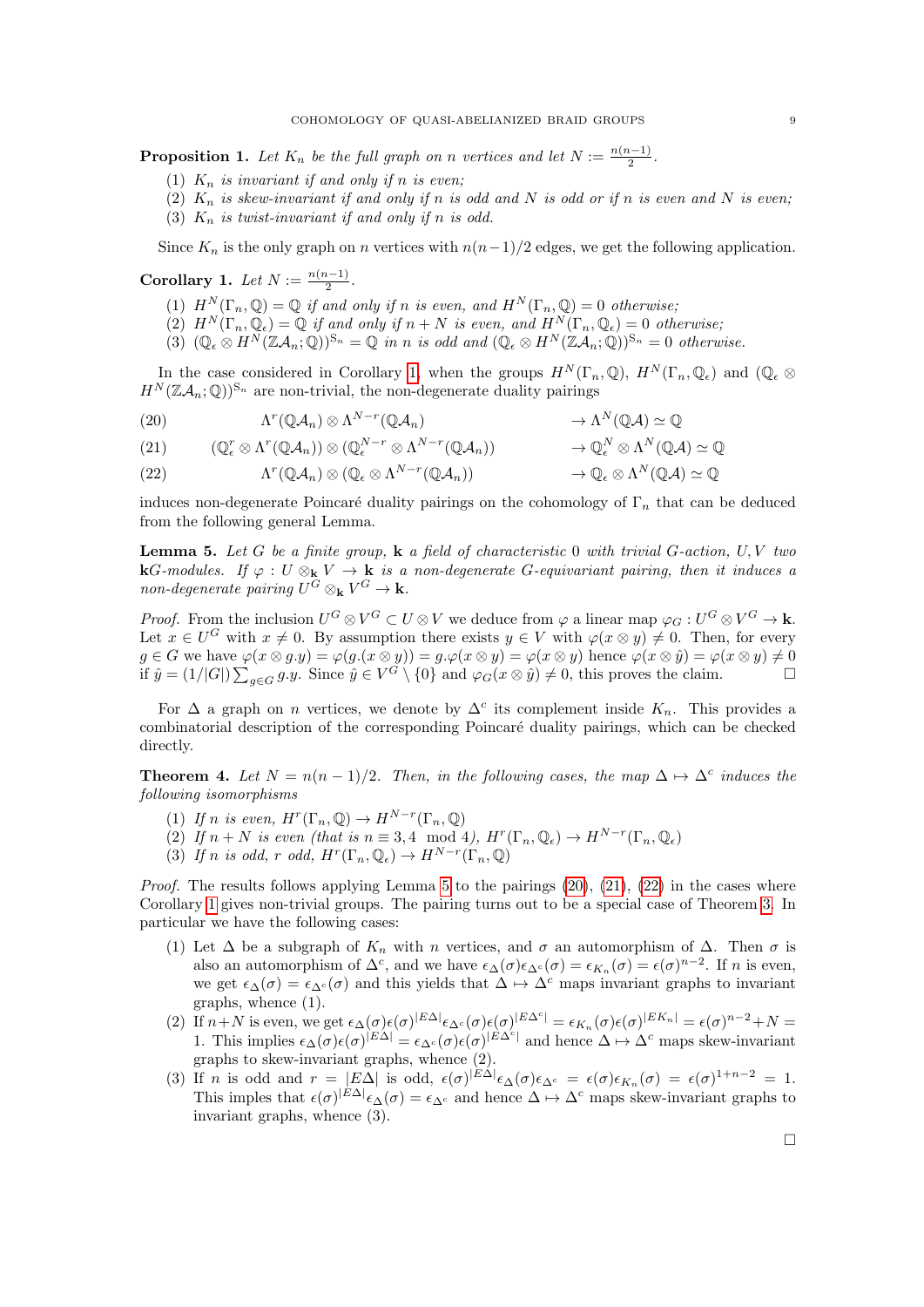**Proposition 1.** *Let $K_n$ be the full graph on $n$ vertices and let $N := \frac{n(n-1)}{2}$.*

1. *$K_n$ is invariant if and only if $n$ is even;*
2. *$K_n$ is skew-invariant if and only if $n$ is odd and $N$ is odd or if $n$ is even and $N$ is even;*
3. *$K_n$ is twist-invariant if and only if $n$ is odd.*

Since $K_n$ is the only graph on $n$ vertices with $n(n-1)/2$ edges, we get the following application.

**Corollary 1.** *Let $N := \frac{n(n-1)}{2}$.*

1. *$H^N(\Gamma_n, \mathbb{Q}) = \mathbb{Q}$ if and only if $n$ is even, and $H^N(\Gamma_n, \mathbb{Q}) = 0$ otherwise;*
2. *$H^N(\Gamma_n, \mathbb{Q}_\epsilon) = \mathbb{Q}$ if and only if $n+N$ is even, and $H^N(\Gamma_n, \mathbb{Q}_\epsilon) = 0$ otherwise;*
3. *$(\mathbb{Q}_\epsilon \otimes H^N(\mathbb{Z}\mathcal{A}_n; \mathbb{Q}))^{\mathfrak{S}_n} = \mathbb{Q}$ in $n$ is odd and $(\mathbb{Q}_\epsilon \otimes H^N(\mathbb{Z}\mathcal{A}_n; \mathbb{Q}))^{\mathfrak{S}_n} = 0$ otherwise.*

In the case considered in Corollary 1, when the groups $H^N(\Gamma_n, \mathbb{Q})$, $H^N(\Gamma_n, \mathbb{Q}_\epsilon)$ and $(\mathbb{Q}_\epsilon \otimes H^N(\mathbb{Z}\mathcal{A}_n; \mathbb{Q}))^{\mathfrak{S}_n}$ are non-trivial, the non-degenerate duality pairings

$$\Lambda^r(\mathbb{Q}\mathcal{A}_n) \otimes \Lambda^{N-r}(\mathbb{Q}\mathcal{A}_n) \to \Lambda^N(\mathbb{Q}\mathcal{A}) \simeq \mathbb{Q} \tag{20}$$

$$(\mathbb{Q}_\epsilon^r \otimes \Lambda^r(\mathbb{Q}\mathcal{A}_n)) \otimes (\mathbb{Q}_\epsilon^{N-r} \otimes \Lambda^{N-r}(\mathbb{Q}\mathcal{A}_n)) \to \mathbb{Q}_\epsilon^N \otimes \Lambda^N(\mathbb{Q}\mathcal{A}) \simeq \mathbb{Q} \tag{21}$$

$$\Lambda^r(\mathbb{Q}\mathcal{A}_n) \otimes (\mathbb{Q}_\epsilon \otimes \Lambda^{N-r}(\mathbb{Q}\mathcal{A}_n)) \to \mathbb{Q}_\epsilon \otimes \Lambda^N(\mathbb{Q}\mathcal{A}) \simeq \mathbb{Q} \tag{22}$$

induces non-degenerate Poincaré duality pairings on the cohomology of $\Gamma_n$ that can be deduced from the following general Lemma.

**Lemma 5.** *Let $G$ be a finite group, $\mathbf{k}$ a field of characteristic $0$ with trivial $G$-action, $U, V$ two $\mathbf{k}G$-modules. If $\varphi : U \otimes_{\mathbf{k}} V \to \mathbf{k}$ is a non-degenerate $G$-equivariant pairing, then it induces a non-degenerate pairing $U^G \otimes_{\mathbf{k}} V^G \to \mathbf{k}$.*

*Proof.* From the inclusion $U^G \otimes V^G \subset U \otimes V$ we deduce from $\varphi$ a linear map $\varphi_G : U^G \otimes V^G \to \mathbf{k}$. Let $x \in U^G$ with $x \neq 0$. By assumption there exists $y \in V$ with $\varphi(x \otimes y) \neq 0$. Then, for every $g \in G$ we have $\varphi(x \otimes g.y) = \varphi(g.(x \otimes y)) = g.\varphi(x \otimes y) = \varphi(x \otimes y)$ hence $\varphi(x \otimes \hat{y}) = \varphi(x \otimes y) \neq 0$ if $\hat{y} = (1/|G|)\sum_{g \in G} g.y$. Since $\hat{y} \in V^G \setminus \{0\}$ and $\varphi_G(x \otimes \hat{y}) \neq 0$, this proves the claim. $\square$

For $\Delta$ a graph on $n$ vertices, we denote by $\Delta^c$ its complement inside $K_n$. This provides a combinatorial description of the corresponding Poincaré duality pairings, which can be checked directly.

**Theorem 4.** *Let $N = n(n-1)/2$. Then, in the following cases, the map $\Delta \mapsto \Delta^c$ induces the following isomorphisms*

1. *If $n$ is even, $H^r(\Gamma_n, \mathbb{Q}) \to H^{N-r}(\Gamma_n, \mathbb{Q})$*
2. *If $n+N$ is even (that is $n \equiv 3, 4 \mod 4$), $H^r(\Gamma_n, \mathbb{Q}_\epsilon) \to H^{N-r}(\Gamma_n, \mathbb{Q}_\epsilon)$*
3. *If $n$ is odd, $r$ odd, $H^r(\Gamma_n, \mathbb{Q}_\epsilon) \to H^{N-r}(\Gamma_n, \mathbb{Q})$*

*Proof.* The results follows applying Lemma 5 to the pairings (20), (21), (22) in the cases where Corollary 1 gives non-trivial groups. The pairing turns out to be a special case of Theorem 3. In particular we have the following cases:

1. Let $\Delta$ be a subgraph of $K_n$ with $n$ vertices, and $\sigma$ an automorphism of $\Delta$. Then $\sigma$ is also an automorphism of $\Delta^c$, and we have $\epsilon_\Delta(\sigma)\epsilon_{\Delta^c}(\sigma) = \epsilon_{K_n}(\sigma) = \epsilon(\sigma)^{n-2}$. If $n$ is even, we get $\epsilon_\Delta(\sigma) = \epsilon_{\Delta^c}(\sigma)$ and this yields that $\Delta \mapsto \Delta^c$ maps invariant graphs to invariant graphs, whence (1).
2. If $n+N$ is even, we get $\epsilon_\Delta(\sigma)\epsilon(\sigma)^{|E\Delta|}\epsilon_{\Delta^c}(\sigma)\epsilon(\sigma)^{|E\Delta^c|} = \epsilon_{K_n}(\sigma)\epsilon(\sigma)^{|EK_n|} = \epsilon(\sigma)^{n-2}+N = 1$. This implies $\epsilon_\Delta(\sigma)\epsilon(\sigma)^{|E\Delta|} = \epsilon_{\Delta^c}(\sigma)\epsilon(\sigma)^{|E\Delta^c|}$ and hence $\Delta \mapsto \Delta^c$ maps skew-invariant graphs to skew-invariant graphs, whence (2).
3. If $n$ is odd and $r = |E\Delta|$ is odd, $\epsilon(\sigma)^{|E\Delta|}\epsilon_\Delta(\sigma)\epsilon_{\Delta^c} = \epsilon(\sigma)\epsilon_{K_n}(\sigma) = \epsilon(\sigma)^{1+n-2} = 1$. This imples that $\epsilon(\sigma)^{|E\Delta|}\epsilon_\Delta(\sigma) = \epsilon_{\Delta^c}$ and hence $\Delta \mapsto \Delta^c$ maps skew-invariant graphs to invariant graphs, whence (3).

$\square$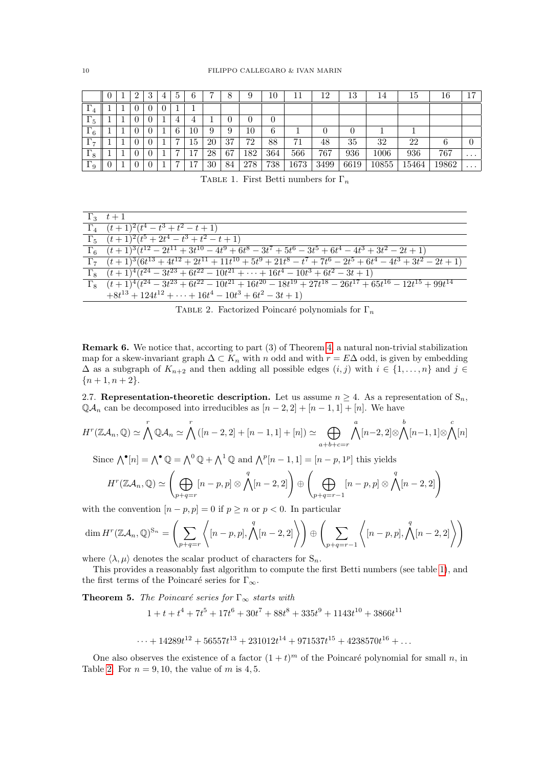|  | 0 | 1 | 2 | 3 | 4 | 5 | 6 | 7 | 8 | 9 | 10 | 11 | 12 | 13 | 14 | 15 | 16 | 17 |
|---|---|---|---|---|---|---|---|---|---|---|---|---|---|---|---|---|---|---|
| $\Gamma_4$ | 1 | 1 | 0 | 0 | 0 | 1 | 1 |  |  |  |  |  |  |  |  |  |  |  |
| $\Gamma_5$ | 1 | 1 | 0 | 0 | 1 | 4 | 4 | 1 | 0 | 0 | 0 |  |  |  |  |  |  |  |
| $\Gamma_6$ | 1 | 1 | 0 | 0 | 1 | 6 | 10 | 9 | 9 | 10 | 6 | 1 | 0 | 0 | 1 | 1 |  |  |
| $\Gamma_7$ | 1 | 1 | 0 | 0 | 1 | 7 | 15 | 20 | 37 | 72 | 88 | 71 | 48 | 35 | 32 | 22 | 6 | 0 |
| $\Gamma_8$ | 1 | 1 | 0 | 0 | 1 | 7 | 17 | 28 | 67 | 182 | 364 | 566 | 767 | 936 | 1006 | 936 | 767 | ... |
| $\Gamma_9$ | 0 | 1 | 0 | 0 | 1 | 7 | 17 | 30 | 84 | 278 | 738 | 1673 | 3499 | 6619 | 10855 | 15464 | 19862 | ... |

Table 1. First Betti numbers for $\Gamma_n$

|  |  |
|---|---|
| $\Gamma_3$ | $t+1$ |
| $\Gamma_4$ | $(t+1)^2(t^4-t^3+t^2-t+1)$ |
| $\Gamma_5$ | $(t+1)^2(t^5+2t^4-t^3+t^2-t+1)$ |
| $\Gamma_6$ | $(t+1)^3(t^{12}-2t^{11}+3t^{10}-4t^9+6t^8-3t^7+5t^6-3t^5+6t^4-4t^3+3t^2-2t+1)$ |
| $\Gamma_7$ | $(t+1)^3(6t^{13}+4t^{12}+2t^{11}+11t^{10}+5t^9+21t^8-t^7+7t^6-2t^5+6t^4-4t^3+3t^2-2t+1)$ |
| $\Gamma_8$ | $(t+1)^4(t^{24}-3t^{23}+6t^{22}-10t^{21}+\cdots+16t^4-10t^3+6t^2-3t+1)$ |
| $\Gamma_8$ | $(t+1)^4(t^{24}-3t^{23}+6t^{22}-10t^{21}+16t^{20}-18t^{19}+27t^{18}-26t^{17}+65t^{16}-12t^{15}+99t^{14}$ $+8t^{13}+124t^{12}+\cdots+16t^4-10t^3+6t^2-3t+1)$ |

Table 2. Factorized Poincaré polynomials for $\Gamma_n$

**Remark 6.** We notice that, accorting to part (3) of Theorem 4, a natural non-trivial stabilization map for a skew-invariant graph $\Delta \subset K_n$ with $n$ odd and with $r = E\Delta$ odd, is given by embedding $\Delta$ as a subgraph of $K_{n+2}$ and then adding all possible edges $(i,j)$ with $i \in \{1,\ldots,n\}$ and $j \in \{n+1, n+2\}$.

2.7. **Representation-theoretic description.** Let us assume $n \geq 4$. As a representation of $\mathrm{S}_n$, $\mathbb{Q}\mathcal{A}_n$ can be decomposed into irreducibles as $[n-2,2]+[n-1,1]+[n]$. We have

$$H^r(\mathbb{Z}\mathcal{A}_n,\mathbb{Q}) \simeq \bigwedge^r \mathbb{Q}\mathcal{A}_n \simeq \bigwedge^r ([n-2,2]+[n-1,1]+[n]) \simeq \bigoplus_{a+b+c=r} \bigwedge^a [n-2,2] \otimes \bigwedge^b [n-1,1] \otimes \bigwedge^c [n]$$

Since $\bigwedge^\bullet [n] = \bigwedge^\bullet \mathbb{Q} = \bigwedge^0 \mathbb{Q} + \bigwedge^1 \mathbb{Q}$ and $\bigwedge^p [n-1,1] = [n-p,1^p]$ this yields

$$H^r(\mathbb{Z}\mathcal{A}_n,\mathbb{Q}) \simeq \left( \bigoplus_{p+q=r} [n-p,p] \otimes \bigwedge^q [n-2,2] \right) \oplus \left( \bigoplus_{p+q=r-1} [n-p,p] \otimes \bigwedge^q [n-2,2] \right)$$

with the convention $[n-p,p]=0$ if $p \geq n$ or $p<0$. In particular

$$\dim H^r(\mathbb{Z}\mathcal{A}_n,\mathbb{Q})^{\mathrm{S}_n} = \left( \sum_{p+q=r} \left\langle [n-p,p], \bigwedge^q [n-2,2] \right\rangle \right) \oplus \left( \sum_{p+q=r-1} \left\langle [n-p,p], \bigwedge^q [n-2,2] \right\rangle \right)$$

where $\langle \lambda, \mu \rangle$ denotes the scalar product of characters for $\mathrm{S}_n$.

This provides a reasonably fast algorithm to compute the first Betti numbers (see table 1), and the first terms of the Poincaré series for $\Gamma_\infty$.

**Theorem 5.** *The Poincaré series for* $\Gamma_\infty$ *starts with*

$$1+t+t^4+7t^5+17t^6+30t^7+88t^8+335t^9+1143t^{10}+3866t^{11}$$

$$\cdots+14289t^{12}+56557t^{13}+231012t^{14}+971537t^{15}+4238570t^{16}+\ldots$$

One also observes the existence of a factor $(1+t)^m$ of the Poincaré polynomial for small $n$, in Table 2. For $n=9,10$, the value of $m$ is $4,5$.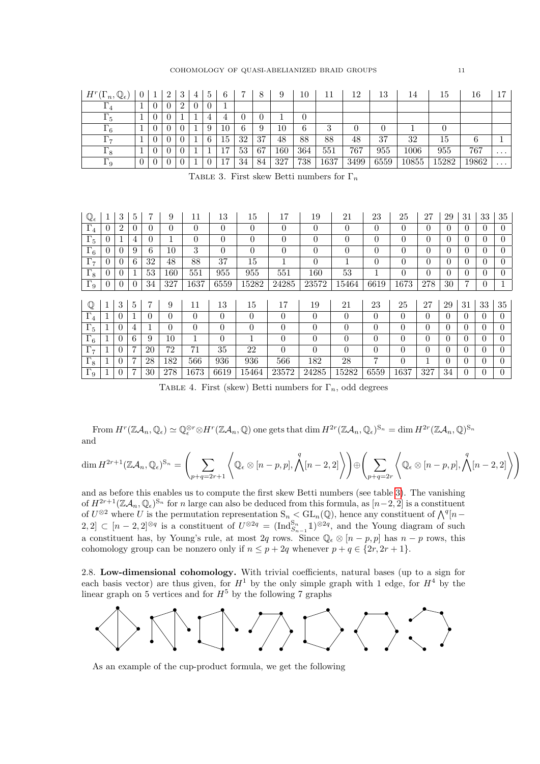| $H^r(\Gamma_n, \mathbb{Q}_\epsilon)$ | 0 | 1 | 2 | 3 | 4 | 5 | 6 | 7 | 8 | 9 | 10 | 11 | 12 | 13 | 14 | 15 | 16 | 17 |
|---|---|---|---|---|---|---|---|---|---|---|---|---|---|---|---|---|---|---|
| $\Gamma_4$ | 1 | 0 | 0 | 2 | 0 | 0 | 1 | | | | | | | | | | | |
| $\Gamma_5$ | 1 | 0 | 0 | 1 | 1 | 4 | 4 | 0 | 0 | 1 | 0 | | | | | | | |
| $\Gamma_6$ | 1 | 0 | 0 | 0 | 1 | 9 | 10 | 6 | 9 | 10 | 6 | 3 | 0 | 0 | 1 | 0 | | |
| $\Gamma_7$ | 1 | 0 | 0 | 0 | 1 | 6 | 15 | 32 | 37 | 48 | 88 | 88 | 48 | 37 | 32 | 15 | 6 | 1 |
| $\Gamma_8$ | 1 | 0 | 0 | 0 | 1 | 1 | 17 | 53 | 67 | 160 | 364 | 551 | 767 | 955 | 1006 | 955 | 767 | ... |
| $\Gamma_9$ | 0 | 0 | 0 | 0 | 1 | 0 | 17 | 34 | 84 | 327 | 738 | 1637 | 3499 | 6559 | 10855 | 15282 | 19862 | ... |

TABLE 3. First skew Betti numbers for $\Gamma_n$

| $\mathbb{Q}_\epsilon$ | 1 | 3 | 5 | 7 | 9 | 11 | 13 | 15 | 17 | 19 | 21 | 23 | 25 | 27 | 29 | 31 | 33 | 35 |
|---|---|---|---|---|---|---|---|---|---|---|---|---|---|---|---|---|---|---|
| $\Gamma_4$ | 0 | 2 | 0 | 0 | 0 | 0 | 0 | 0 | 0 | 0 | 0 | 0 | 0 | 0 | 0 | 0 | 0 | 0 |
| $\Gamma_5$ | 0 | 1 | 4 | 0 | 1 | 0 | 0 | 0 | 0 | 0 | 0 | 0 | 0 | 0 | 0 | 0 | 0 | 0 |
| $\Gamma_6$ | 0 | 0 | 9 | 6 | 10 | 3 | 0 | 0 | 0 | 0 | 0 | 0 | 0 | 0 | 0 | 0 | 0 | 0 |
| $\Gamma_7$ | 0 | 0 | 6 | 32 | 48 | 88 | 37 | 15 | 1 | 0 | 1 | 0 | 0 | 0 | 0 | 0 | 0 | 0 |
| $\Gamma_8$ | 0 | 0 | 1 | 53 | 160 | 551 | 955 | 955 | 551 | 160 | 53 | 1 | 0 | 0 | 0 | 0 | 0 | 0 |
| $\Gamma_9$ | 0 | 0 | 0 | 34 | 327 | 1637 | 6559 | 15282 | 24285 | 23572 | 15464 | 6619 | 1673 | 278 | 30 | 7 | 0 | 1 |

| $\mathbb{Q}$ | 1 | 3 | 5 | 7 | 9 | 11 | 13 | 15 | 17 | 19 | 21 | 23 | 25 | 27 | 29 | 31 | 33 | 35 |
|---|---|---|---|---|---|---|---|---|---|---|---|---|---|---|---|---|---|---|
| $\Gamma_4$ | 1 | 0 | 1 | 0 | 0 | 0 | 0 | 0 | 0 | 0 | 0 | 0 | 0 | 0 | 0 | 0 | 0 | 0 |
| $\Gamma_5$ | 1 | 0 | 4 | 1 | 0 | 0 | 0 | 0 | 0 | 0 | 0 | 0 | 0 | 0 | 0 | 0 | 0 | 0 |
| $\Gamma_6$ | 1 | 0 | 6 | 9 | 10 | 1 | 0 | 1 | 0 | 0 | 0 | 0 | 0 | 0 | 0 | 0 | 0 | 0 |
| $\Gamma_7$ | 1 | 0 | 7 | 20 | 72 | 71 | 35 | 22 | 0 | 0 | 0 | 0 | 0 | 0 | 0 | 0 | 0 | 0 |
| $\Gamma_8$ | 1 | 0 | 7 | 28 | 182 | 566 | 936 | 936 | 566 | 182 | 28 | 7 | 0 | 1 | 0 | 0 | 0 | 0 |
| $\Gamma_9$ | 1 | 0 | 7 | 30 | 278 | 1673 | 6619 | 15464 | 23572 | 24285 | 15282 | 6559 | 1637 | 327 | 34 | 0 | 0 | 0 |

TABLE 4. First (skew) Betti numbers for $\Gamma_n$, odd degrees

From $H^r(\mathbb{Z}\mathcal{A}_n, \mathbb{Q}_\epsilon) \simeq \mathbb{Q}_\epsilon^{\otimes r} \otimes H^r(\mathbb{Z}\mathcal{A}_n, \mathbb{Q})$ one gets that $\dim H^{2r}(\mathbb{Z}\mathcal{A}_n, \mathbb{Q}_\epsilon)^{\mathrm{S}_n} = \dim H^{2r}(\mathbb{Z}\mathcal{A}_n, \mathbb{Q})^{\mathrm{S}_n}$ and

$$\dim H^{2r+1}(\mathbb{Z}\mathcal{A}_n, \mathbb{Q}_\epsilon)^{\mathrm{S}_n} = \left( \sum_{p+q=2r+1} \left\langle \mathbb{Q}_\epsilon \otimes [n-p,p], \bigwedge^q [n-2,2] \right\rangle \right) \oplus \left( \sum_{p+q=2r} \left\langle \mathbb{Q}_\epsilon \otimes [n-p,p], \bigwedge^q [n-2,2] \right\rangle \right)$$

and as before this enables us to compute the first skew Betti numbers (see table 3). The vanishing of $H^{2r+1}(\mathbb{Z}\mathcal{A}_n, \mathbb{Q}_\epsilon)^{\mathrm{S}_n}$ for $n$ large can also be deduced from this formula, as $[n-2,2]$ is a constituent of $U^{\otimes 2}$ where $U$ is the permutation representation $\mathrm{S}_n < \mathrm{GL}_n(\mathbb{Q})$, hence any constituent of $\bigwedge^q [n-2,2] \subset [n-2,2]^{\otimes q}$ is a constituent of $U^{\otimes 2q} = (\mathrm{Ind}_{\mathrm{S}_{n-1}}^{\mathrm{S}_n} \mathbb{1})^{\otimes 2q}$, and the Young diagram of such a constituent has, by Young's rule, at most $2q$ rows. Since $\mathbb{Q}_\epsilon \otimes [n-p,p]$ has $n-p$ rows, this cohomology group can be nonzero only if $n \leq p + 2q$ whenever $p + q \in \{2r, 2r+1\}$.

2.8. **Low-dimensional cohomology.** With trivial coefficients, natural bases (up to a sign for each basis vector) are thus given, for $H^1$ by the only simple graph with 1 edge, for $H^4$ by the linear graph on 5 vertices and for $H^5$ by the following 7 graphs

As an example of the cup-product formula, we get the following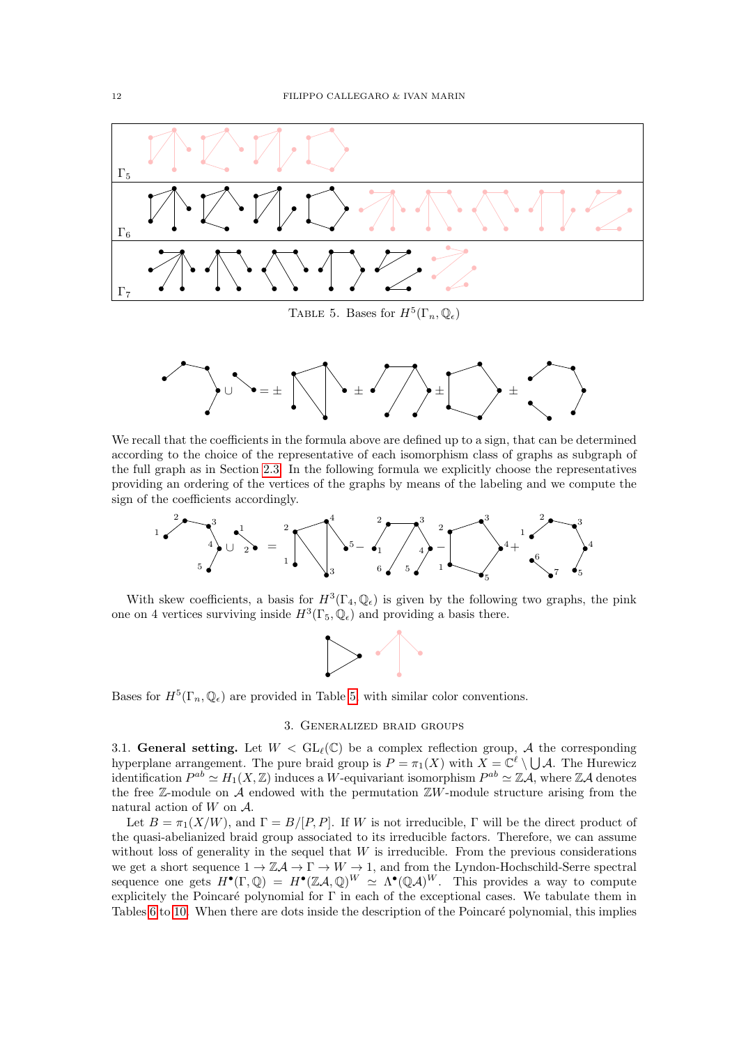| | |
|---|---|
| $\Gamma_5$ | |
| $\Gamma_6$ | |
| $\Gamma_7$ | |

TABLE 5. Bases for $H^5(\Gamma_n, \mathbb{Q}_\epsilon)$

$$\cup \quad = \pm \quad \pm \quad \pm \quad \pm$$

We recall that the coefficients in the formula above are defined up to a sign, that can be determined according to the choice of the representative of each isomorphism class of graphs as subgraph of the full graph as in Section 2.3. In the following formula we explicitly choose the representatives providing an ordering of the vertices of the graphs by means of the labeling and we compute the sign of the coefficients accordingly.

$$\cup \quad = \quad - \quad - \quad +$$

With skew coefficients, a basis for $H^3(\Gamma_4, \mathbb{Q}_\epsilon)$ is given by the following two graphs, the pink one on 4 vertices surviving inside $H^3(\Gamma_5, \mathbb{Q}_\epsilon)$ and providing a basis there.

Bases for $H^5(\Gamma_n, \mathbb{Q}_\epsilon)$ are provided in Table 5, with similar color conventions.

## 3. Generalized braid groups

**3.1. General setting.** Let $W < \mathrm{GL}_\ell(\mathbb{C})$ be a complex reflection group, $\mathcal{A}$ the corresponding hyperplane arrangement. The pure braid group is $P = \pi_1(X)$ with $X = \mathbb{C}^\ell \setminus \bigcup \mathcal{A}$. The Hurewicz identification $P^{ab} \simeq H_1(X, \mathbb{Z})$ induces a $W$-equivariant isomorphism $P^{ab} \simeq \mathbb{Z}\mathcal{A}$, where $\mathbb{Z}\mathcal{A}$ denotes the free $\mathbb{Z}$-module on $\mathcal{A}$ endowed with the permutation $\mathbb{Z}W$-module structure arising from the natural action of $W$ on $\mathcal{A}$.

Let $B = \pi_1(X/W)$, and $\Gamma = B/[P, P]$. If $W$ is not irreducible, $\Gamma$ will be the direct product of the quasi-abelianized braid group associated to its irreducible factors. Therefore, we can assume without loss of generality in the sequel that $W$ is irreducible. From the previous considerations we get a short sequence $1 \to \mathbb{Z}\mathcal{A} \to \Gamma \to W \to 1$, and from the Lyndon-Hochschild-Serre spectral sequence one gets $H^\bullet(\Gamma, \mathbb{Q}) = H^\bullet(\mathbb{Z}\mathcal{A}, \mathbb{Q})^W \simeq \Lambda^\bullet(\mathbb{Q}\mathcal{A})^W$. This provides a way to compute explicitely the Poincaré polynomial for $\Gamma$ in each of the exceptional cases. We tabulate them in Tables 6 to 10. When there are dots inside the description of the Poincaré polynomial, this implies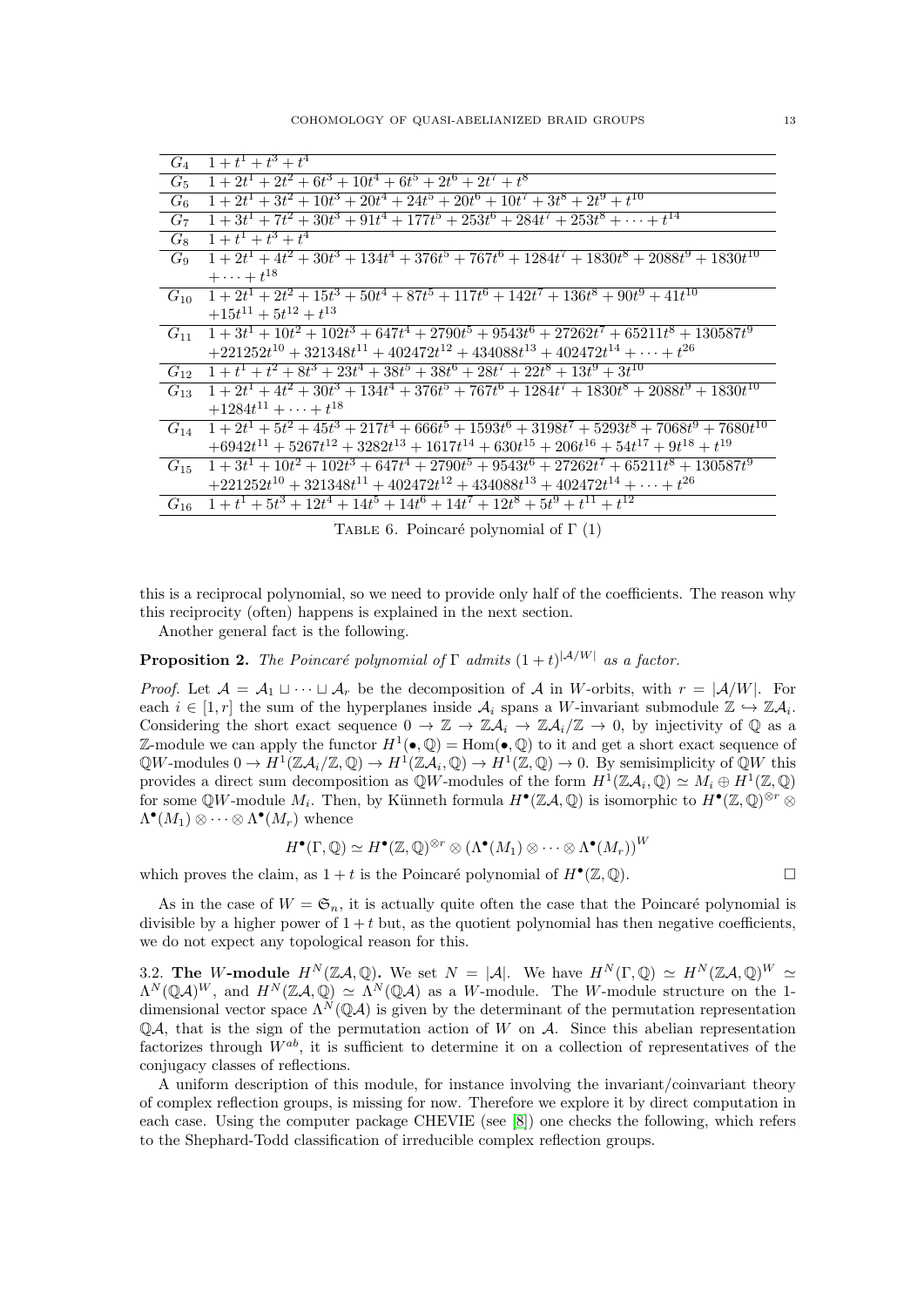| | |
|---|---|
| $G_4$ | $1+t^1+t^3+t^4$ |
| $G_5$ | $1+2t^1+2t^2+6t^3+10t^4+6t^5+2t^6+2t^7+t^8$ |
| $G_6$ | $1+2t^1+3t^2+10t^3+20t^4+24t^5+20t^6+10t^7+3t^8+2t^9+t^{10}$ |
| $G_7$ | $1+3t^1+7t^2+30t^3+91t^4+177t^5+253t^6+284t^7+253t^8+\cdots+t^{14}$ |
| $G_8$ | $1+t^1+t^3+t^4$ |
| $G_9$ | $1+2t^1+4t^2+30t^3+134t^4+376t^5+767t^6+1284t^7+1830t^8+2088t^9+1830t^{10}$ $+\cdots+t^{18}$ |
| $G_{10}$ | $1+2t^1+2t^2+15t^3+50t^4+87t^5+117t^6+142t^7+136t^8+90t^9+41t^{10}$ $+15t^{11}+5t^{12}+t^{13}$ |
| $G_{11}$ | $1+3t^1+10t^2+102t^3+647t^4+2790t^5+9543t^6+27262t^7+65211t^8+130587t^9$ $+221252t^{10}+321348t^{11}+402472t^{12}+434088t^{13}+402472t^{14}+\cdots+t^{26}$ |
| $G_{12}$ | $1+t^1+t^2+8t^3+23t^4+38t^5+38t^6+28t^7+22t^8+13t^9+3t^{10}$ |
| $G_{13}$ | $1+2t^1+4t^2+30t^3+134t^4+376t^5+767t^6+1284t^7+1830t^8+2088t^9+1830t^{10}$ $+1284t^{11}+\cdots+t^{18}$ |
| $G_{14}$ | $1+2t^1+5t^2+45t^3+217t^4+666t^5+1593t^6+3198t^7+5293t^8+7068t^9+7680t^{10}$ $+6942t^{11}+5267t^{12}+3282t^{13}+1617t^{14}+630t^{15}+206t^{16}+54t^{17}+9t^{18}+t^{19}$ |
| $G_{15}$ | $1+3t^1+10t^2+102t^3+647t^4+2790t^5+9543t^6+27262t^7+65211t^8+130587t^9$ $+221252t^{10}+321348t^{11}+402472t^{12}+434088t^{13}+402472t^{14}+\cdots+t^{26}$ |
| $G_{16}$ | $1+t^1+5t^3+12t^4+14t^5+14t^6+14t^7+12t^8+5t^9+t^{11}+t^{12}$ |

Table 6. Poincaré polynomial of $\Gamma$ (1)

this is a reciprocal polynomial, so we need to provide only half of the coefficients. The reason why this reciprocity (often) happens is explained in the next section.

Another general fact is the following.

**Proposition 2.** *The Poincaré polynomial of* $\Gamma$ *admits* $(1+t)^{|\mathcal{A}/W|}$ *as a factor.*

*Proof.* Let $\mathcal{A}=\mathcal{A}_1\sqcup\cdots\sqcup\mathcal{A}_r$ be the decomposition of $\mathcal{A}$ in $W$-orbits, with $r=|\mathcal{A}/W|$. For each $i\in[1,r]$ the sum of the hyperplanes inside $\mathcal{A}_i$ spans a $W$-invariant submodule $\mathbb{Z}\hookrightarrow\mathbb{Z}\mathcal{A}_i$. Considering the short exact sequence $0\to\mathbb{Z}\to\mathbb{Z}\mathcal{A}_i\to\mathbb{Z}\mathcal{A}_i/\mathbb{Z}\to 0$, by injectivity of $\mathbb{Q}$ as a $\mathbb{Z}$-module we can apply the functor $H^1(\bullet,\mathbb{Q})=\mathrm{Hom}(\bullet,\mathbb{Q})$ to it and get a short exact sequence of $\mathbb{Q}W$-modules $0\to H^1(\mathbb{Z}\mathcal{A}_i/\mathbb{Z},\mathbb{Q})\to H^1(\mathbb{Z}\mathcal{A}_i,\mathbb{Q})\to H^1(\mathbb{Z},\mathbb{Q})\to 0$. By semisimplicity of $\mathbb{Q}W$ this provides a direct sum decomposition as $\mathbb{Q}W$-modules of the form $H^1(\mathbb{Z}\mathcal{A}_i,\mathbb{Q})\simeq M_i\oplus H^1(\mathbb{Z},\mathbb{Q})$ for some $\mathbb{Q}W$-module $M_i$. Then, by Künneth formula $H^\bullet(\mathbb{Z}\mathcal{A},\mathbb{Q})$ is isomorphic to $H^\bullet(\mathbb{Z},\mathbb{Q})^{\otimes r}\otimes\Lambda^\bullet(M_1)\otimes\cdots\otimes\Lambda^\bullet(M_r)$ whence

$$H^\bullet(\Gamma,\mathbb{Q})\simeq H^\bullet(\mathbb{Z},\mathbb{Q})^{\otimes r}\otimes\left(\Lambda^\bullet(M_1)\otimes\cdots\otimes\Lambda^\bullet(M_r)\right)^W$$

which proves the claim, as $1+t$ is the Poincaré polynomial of $H^\bullet(\mathbb{Z},\mathbb{Q})$. $\square$

As in the case of $W=\mathfrak{S}_n$, it is actually quite often the case that the Poincaré polynomial is divisible by a higher power of $1+t$ but, as the quotient polynomial has then negative coefficients, we do not expect any topological reason for this.

3.2. **The $W$-module $H^N(\mathbb{Z}\mathcal{A},\mathbb{Q})$.** We set $N=|\mathcal{A}|$. We have $H^N(\Gamma,\mathbb{Q})\simeq H^N(\mathbb{Z}\mathcal{A},\mathbb{Q})^W\simeq\Lambda^N(\mathbb{Q}\mathcal{A})^W$, and $H^N(\mathbb{Z}\mathcal{A},\mathbb{Q})\simeq\Lambda^N(\mathbb{Q}\mathcal{A})$ as a $W$-module. The $W$-module structure on the 1-dimensional vector space $\Lambda^N(\mathbb{Q}\mathcal{A})$ is given by the determinant of the permutation representation $\mathbb{Q}\mathcal{A}$, that is the sign of the permutation action of $W$ on $\mathcal{A}$. Since this abelian representation factorizes through $W^{ab}$, it is sufficient to determine it on a collection of representatives of the conjugacy classes of reflections.

A uniform description of this module, for instance involving the invariant/coinvariant theory of complex reflection groups, is missing for now. Therefore we explore it by direct computation in each case. Using the computer package CHEVIE (see [8]) one checks the following, which refers to the Shephard-Todd classification of irreducible complex reflection groups.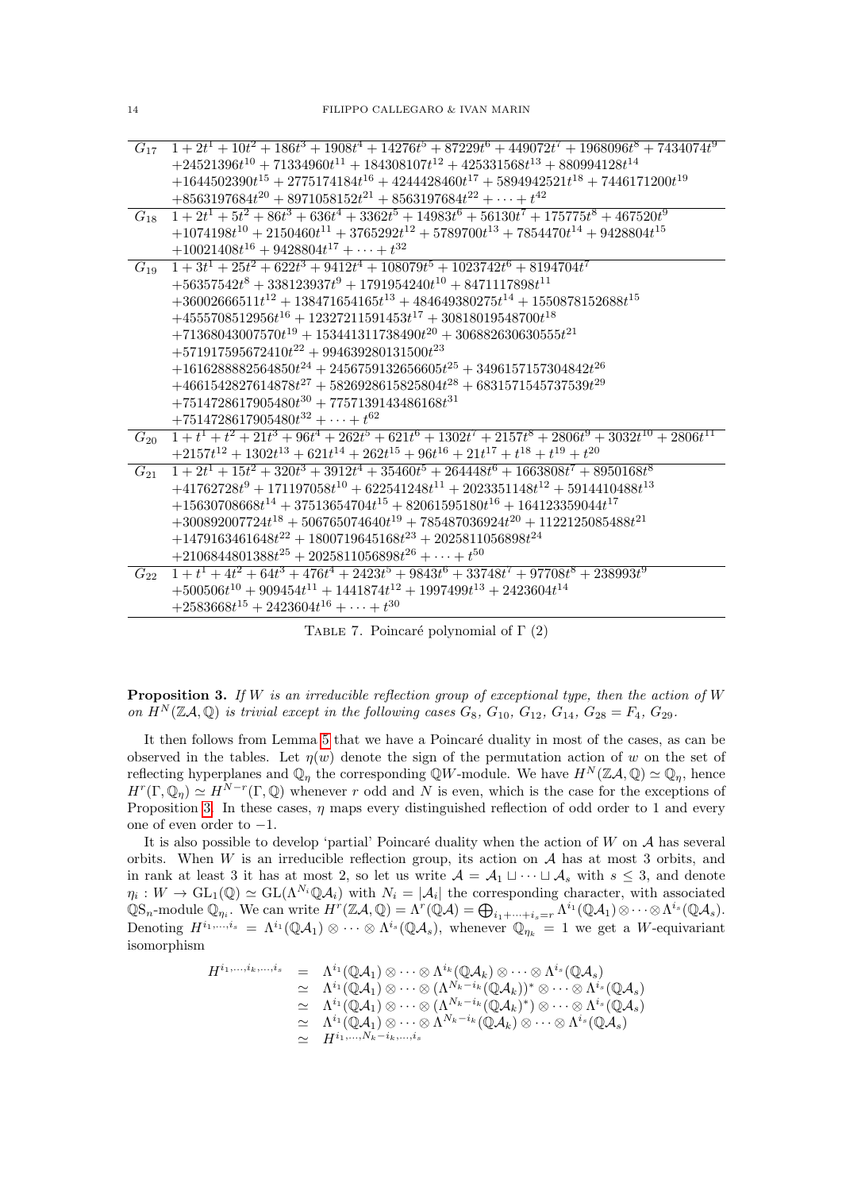| | |
|---|---|
| $G_{17}$ | $1+2t^1+10t^2+186t^3+1908t^4+14276t^5+87229t^6+449072t^7+1968096t^8+7434074t^9$ $+24521396t^{10}+71334960t^{11}+184308107t^{12}+425331568t^{13}+880994128t^{14}$ $+1644502390t^{15}+2775174184t^{16}+4244428460t^{17}+5894942521t^{18}+7446171200t^{19}$ $+8563197684t^{20}+8971058152t^{21}+8563197684t^{22}+\cdots+t^{42}$ |
| $G_{18}$ | $1+2t^1+5t^2+86t^3+636t^4+3362t^5+14983t^6+56130t^7+175775t^8+467520t^9$ $+1074198t^{10}+2150460t^{11}+3765292t^{12}+5789700t^{13}+7854470t^{14}+9428804t^{15}$ $+10021408t^{16}+9428804t^{17}+\cdots+t^{32}$ |
| $G_{19}$ | $1+3t^1+25t^2+622t^3+9412t^4+108079t^5+1023742t^6+8194704t^7$ $+56357542t^8+338123937t^9+1791954240t^{10}+8471117898t^{11}$ $+36002666511t^{12}+138471654165t^{13}+484649380275t^{14}+1550878152688t^{15}$ $+4555708512956t^{16}+12327211591453t^{17}+30818019548700t^{18}$ $+71368043007570t^{19}+153441311738490t^{20}+306882630630555t^{21}$ $+571917595672410t^{22}+994639280131500t^{23}$ $+1616288882564850t^{24}+2456759132656605t^{25}+3496157157304842t^{26}$ $+4661542827614878t^{27}+5826928615825804t^{28}+6831571545737539t^{29}$ $+7514728617905480t^{30}+7757139143486168t^{31}$ $+7514728617905480t^{32}+\cdots+t^{62}$ |
| $G_{20}$ | $1+t^1+t^2+21t^3+96t^4+262t^5+621t^6+1302t^7+2157t^8+2806t^9+3032t^{10}+2806t^{11}$ $+2157t^{12}+1302t^{13}+621t^{14}+262t^{15}+96t^{16}+21t^{17}+t^{18}+t^{19}+t^{20}$ |
| $G_{21}$ | $1+2t^1+15t^2+320t^3+3912t^4+35460t^5+264448t^6+1663808t^7+8950168t^8$ $+41762728t^9+171197058t^{10}+622541248t^{11}+2023351148t^{12}+5914410488t^{13}$ $+15630708668t^{14}+37513654704t^{15}+82061595180t^{16}+164123359044t^{17}$ $+300892007724t^{18}+506765074640t^{19}+785487036924t^{20}+1122125085488t^{21}$ $+1479163461648t^{22}+1800719645168t^{23}+2025811056898t^{24}$ $+2106844801388t^{25}+2025811056898t^{26}+\cdots+t^{50}$ |
| $G_{22}$ | $1+t^1+4t^2+64t^3+476t^4+2423t^5+9843t^6+33748t^7+97708t^8+238993t^9$ $+500506t^{10}+909454t^{11}+1441874t^{12}+1997499t^{13}+2423604t^{14}$ $+2583668t^{15}+2423604t^{16}+\cdots+t^{30}$ |

TABLE 7. Poincaré polynomial of $\Gamma$ (2)

**Proposition 3.** *If $W$ is an irreducible reflection group of exceptional type, then the action of $W$ on $H^N(\mathbb{Z}\mathcal{A},\mathbb{Q})$ is trivial except in the following cases $G_8$, $G_{10}$, $G_{12}$, $G_{14}$, $G_{28}=F_4$, $G_{29}$.*

It then follows from Lemma 5 that we have a Poincaré duality in most of the cases, as can be observed in the tables. Let $\eta(w)$ denote the sign of the permutation action of $w$ on the set of reflecting hyperplanes and $\mathbb{Q}_\eta$ the corresponding $\mathbb{Q}W$-module. We have $H^N(\mathbb{Z}\mathcal{A},\mathbb{Q})\simeq\mathbb{Q}_\eta$, hence $H^r(\Gamma,\mathbb{Q}_\eta)\simeq H^{N-r}(\Gamma,\mathbb{Q})$ whenever $r$ odd and $N$ is even, which is the case for the exceptions of Proposition 3. In these cases, $\eta$ maps every distinguished reflection of odd order to 1 and every one of even order to $-1$.

It is also possible to develop 'partial' Poincaré duality when the action of $W$ on $\mathcal{A}$ has several orbits. When $W$ is an irreducible reflection group, its action on $\mathcal{A}$ has at most 3 orbits, and in rank at least 3 it has at most 2, so let us write $\mathcal{A}=\mathcal{A}_1\sqcup\cdots\sqcup\mathcal{A}_s$ with $s\leq 3$, and denote $\eta_i : W\to \mathrm{GL}_1(\mathbb{Q})\simeq \mathrm{GL}(\Lambda^{N_i}\mathbb{Q}\mathcal{A}_i)$ with $N_i=|\mathcal{A}_i|$ the corresponding character, with associated $\mathbb{Q}\mathrm{S}_n$-module $\mathbb{Q}_{\eta_i}$. We can write $H^r(\mathbb{Z}\mathcal{A},\mathbb{Q})=\Lambda^r(\mathbb{Q}\mathcal{A})=\bigoplus_{i_1+\cdots+i_s=r}\Lambda^{i_1}(\mathbb{Q}\mathcal{A}_1)\otimes\cdots\otimes\Lambda^{i_s}(\mathbb{Q}\mathcal{A}_s)$. Denoting $H^{i_1,\dots,i_s}=\Lambda^{i_1}(\mathbb{Q}\mathcal{A}_1)\otimes\cdots\otimes\Lambda^{i_s}(\mathbb{Q}\mathcal{A}_s)$, whenever $\mathbb{Q}_{\eta_k}=1$ we get a $W$-equivariant isomorphism

$$
\begin{array}{rcl}
H^{i_1,\dots,i_k,\dots,i_s} & = & \Lambda^{i_1}(\mathbb{Q}\mathcal{A}_1)\otimes\cdots\otimes\Lambda^{i_k}(\mathbb{Q}\mathcal{A}_k)\otimes\cdots\otimes\Lambda^{i_s}(\mathbb{Q}\mathcal{A}_s)\\
& \simeq & \Lambda^{i_1}(\mathbb{Q}\mathcal{A}_1)\otimes\cdots\otimes(\Lambda^{N_k-i_k}(\mathbb{Q}\mathcal{A}_k))^*\otimes\cdots\otimes\Lambda^{i_s}(\mathbb{Q}\mathcal{A}_s)\\
& \simeq & \Lambda^{i_1}(\mathbb{Q}\mathcal{A}_1)\otimes\cdots\otimes(\Lambda^{N_k-i_k}(\mathbb{Q}\mathcal{A}_k)^*)\otimes\cdots\otimes\Lambda^{i_s}(\mathbb{Q}\mathcal{A}_s)\\
& \simeq & \Lambda^{i_1}(\mathbb{Q}\mathcal{A}_1)\otimes\cdots\otimes\Lambda^{N_k-i_k}(\mathbb{Q}\mathcal{A}_k)\otimes\cdots\otimes\Lambda^{i_s}(\mathbb{Q}\mathcal{A}_s)\\
& \simeq & H^{i_1,\dots,N_k-i_k,\dots,i_s}
\end{array}
$$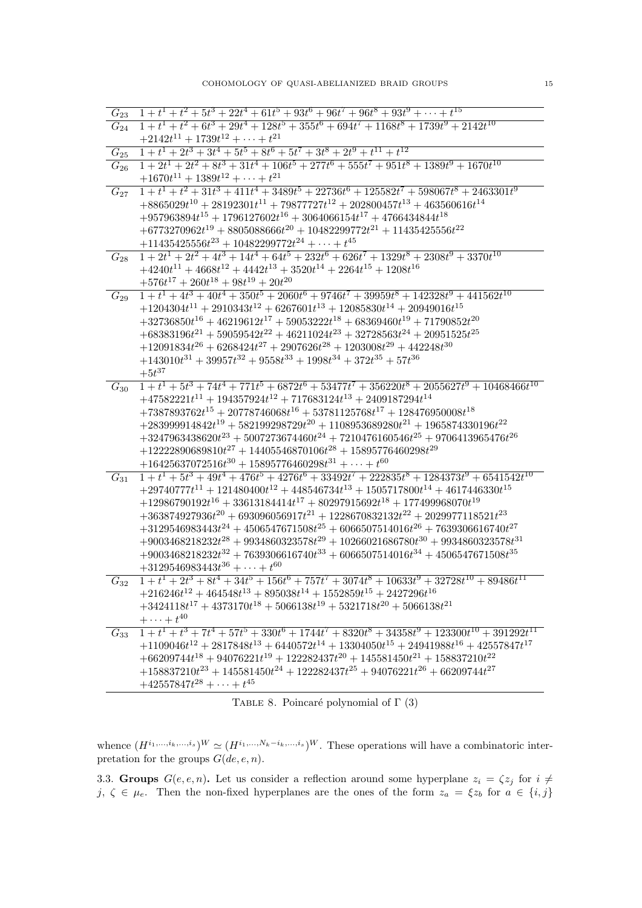| | |
|---|---|
| $G_{23}$ | $1+t^1+t^2+5t^3+22t^4+61t^5+93t^6+96t^7+96t^8+93t^9+\cdots+t^{15}$ |
| $G_{24}$ | $1+t^1+t^2+6t^3+29t^4+128t^5+355t^6+694t^7+1168t^8+1739t^9+2142t^{10}$ $+2142t^{11}+1739t^{12}+\cdots+t^{21}$ |
| $G_{25}$ | $1+t^1+2t^3+3t^4+5t^5+8t^6+5t^7+3t^8+2t^9+t^{11}+t^{12}$ |
| $G_{26}$ | $1+2t^1+2t^2+8t^3+31t^4+106t^5+277t^6+555t^7+951t^8+1389t^9+1670t^{10}$ $+1670t^{11}+1389t^{12}+\cdots+t^{21}$ |
| $G_{27}$ | $1+t^1+t^2+31t^3+411t^4+3489t^5+22736t^6+125582t^7+598067t^8+2463301t^9$ $+8865029t^{10}+28192301t^{11}+79877727t^{12}+202800457t^{13}+463560616t^{14}$ $+957963894t^{15}+1796127602t^{16}+3064066154t^{17}+4766434844t^{18}$ $+6773270962t^{19}+8805088666t^{20}+10482299772t^{21}+11435425556t^{22}$ $+11435425556t^{23}+10482299772t^{24}+\cdots+t^{45}$ |
| $G_{28}$ | $1+2t^1+2t^2+4t^3+14t^4+64t^5+232t^6+626t^7+1329t^8+2308t^9+3370t^{10}$ $+4240t^{11}+4668t^{12}+4442t^{13}+3520t^{14}+2264t^{15}+1208t^{16}$ $+576t^{17}+260t^{18}+98t^{19}+20t^{20}$ |
| $G_{29}$ | $1+t^1+4t^3+40t^4+350t^5+2060t^6+9746t^7+39959t^8+142328t^9+441562t^{10}$ $+1204304t^{11}+2910343t^{12}+6267601t^{13}+12085830t^{14}+20949016t^{15}$ $+32736850t^{16}+46219612t^{17}+59053222t^{18}+68369460t^{19}+71790852t^{20}$ $+68383196t^{21}+59059542t^{22}+46211024t^{23}+32728563t^{24}+20951525t^{25}$ $+12091834t^{26}+6268424t^{27}+2907626t^{28}+1203008t^{29}+442248t^{30}$ $+143010t^{31}+39957t^{32}+9558t^{33}+1998t^{34}+372t^{35}+57t^{36}$ $+5t^{37}$ |
| $G_{30}$ | $1+t^1+5t^3+74t^4+771t^5+6872t^6+53477t^7+356220t^8+2055627t^9+10468466t^{10}$ $+47582221t^{11}+194357924t^{12}+717683124t^{13}+2409187294t^{14}$ $+7387893762t^{15}+20778746068t^{16}+53781125768t^{17}+128476950008t^{18}$ $+283999914842t^{19}+582199298729t^{20}+1108953689280t^{21}+1965874330196t^{22}$ $+3247963438620t^{23}+5007273674460t^{24}+7210476160546t^{25}+9706413965476t^{26}$ $+12222890689810t^{27}+14405546870106t^{28}+15895776460298t^{29}$ $+16425637072516t^{30}+15895776460298t^{31}+\cdots+t^{60}$ |
| $G_{31}$ | $1+t^1+5t^3+49t^4+476t^5+4276t^6+33492t^7+222835t^8+1284373t^9+6541542t^{10}$ $+29740777t^{11}+121480400t^{12}+448546734t^{13}+1505717800t^{14}+4617446330t^{15}$ $+12986790192t^{16}+33613184414t^{17}+80297915692t^{18}+177499968070t^{19}$ $+363874927936t^{20}+693096056917t^{21}+1228670832132t^{22}+2029977118521t^{23}$ $+3129546983443t^{24}+4506547671508t^{25}+6066507514016t^{26}+7639306616740t^{27}$ $+9003468218232t^{28}+9934860323578t^{29}+10266021686780t^{30}+9934860323578t^{31}$ $+9003468218232t^{32}+7639306616740t^{33}+6066507514016t^{34}+4506547671508t^{35}$ $+3129546983443t^{36}+\cdots+t^{60}$ |
| $G_{32}$ | $1+t^1+2t^3+8t^4+34t^5+156t^6+757t^7+3074t^8+10633t^9+32728t^{10}+89486t^{11}$ $+216246t^{12}+464548t^{13}+895038t^{14}+1552859t^{15}+2427296t^{16}$ $+3424118t^{17}+4373170t^{18}+5066138t^{19}+5321718t^{20}+5066138t^{21}$ $+\cdots+t^{40}$ |
| $G_{33}$ | $1+t^1+t^3+7t^4+57t^5+330t^6+1744t^7+8320t^8+34358t^9+123300t^{10}+391292t^{11}$ $+1109046t^{12}+2817848t^{13}+6440572t^{14}+13304050t^{15}+24941988t^{16}+42557847t^{17}$ $+66209744t^{18}+94076221t^{19}+122282437t^{20}+145581450t^{21}+158837210t^{22}$ $+158837210t^{23}+145581450t^{24}+122282437t^{25}+94076221t^{26}+66209744t^{27}$ $+42557847t^{28}+\cdots+t^{45}$ |

TABLE 8. Poincaré polynomial of $\Gamma$ (3)

whence $(H^{i_1,\ldots,i_k,\ldots,i_s})^W \simeq (H^{i_1,\ldots,N_k-i_k,\ldots,i_s})^W$. These operations will have a combinatoric interpretation for the groups $G(de,e,n)$.

3.3. **Groups** $G(e,e,n)$. Let us consider a reflection around some hyperplane $z_i = \zeta z_j$ for $i \neq j$, $\zeta \in \mu_e$. Then the non-fixed hyperplanes are the ones of the form $z_a = \xi z_b$ for $a \in \{i,j\}$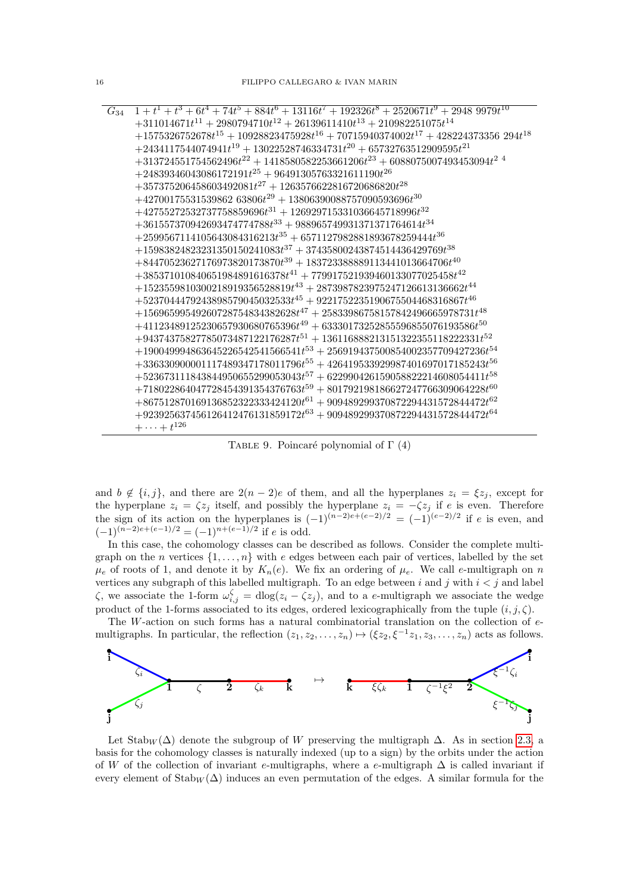| | |
|---|---|
| $G_{34}$ | $1+t^1+t^3+6t^4+74t^5+884t^6+13116t^7+192326t^8+2520671t^9+2948\,9979t^{10}$ |
| | $+311014671t^{11}+2980794710t^{12}+26139611410t^{13}+210982251075t^{14}$ |
| | $+1575326752678t^{15}+10928823475928t^{16}+70715940374002t^{17}+428224373356\,294t^{18}$ |
| | $+2434117544074941t^{19}+13022528746334731t^{20}+65732763512909595t^{21}$ |
| | $+313724551754562496t^{22}+1418580582253661206t^{23}+6088075007493453094t^{2\ 4}$ |
| | $+24839346043086172191t^{25}+96491305763321611190t^{26}$ |
| | $+357375206458603492081t^{27}+1263576622816720686820t^{28}$ |
| | $+42700175531539862\,63806t^{29}+13806390088757090593696t^{30}$ |
| | $+42755272532737758859696t^{31}+126929715331036645718996t^{32}$ |
| | $+361557370942693474774788t^{33}+988965749931371371764614t^{34}$ |
| | $+2599567114105643084316213t^{35}+6571127982881893678259444t^{36}$ |
| | $+15983824823231350150241083t^{37}+37435800243874514436429769t^{38}$ |
| | $+84470523627176973820173870t^{39}+183723388889113441013664706t^{40}$ |
| | $+385371010840651984891616378t^{41}+779917521939460133077025458t^{42}$ |
| | $+1523559810300218919356528819t^{43}+2873987823975247126613136662t^{44}$ |
| | $+5237044479243898579045032533t^{45}+9221752235190675504468316867t^{46}$ |
| | $+15696599549260728754834382628t^{47}+25833986758157842496665978731t^{48}$ |
| | $+41123489125230657930680765396t^{49}+63330173252855596855076193586t^{50}$ |
| | $+94374375827785073487122176287t^{51}+136116888213151322355118222331t^{52}$ |
| | $+190049994863645226542541566541t^{53}+256919437500854002357709427236t^{54}$ |
| | $+336330900001117489347178011796t^{55}+426419533929987401697017185243t^{56}$ |
| | $+523673111843844950655299053043t^{57}+622990426159058822214608054411t^{58}$ |
| | $+718022864047728454391354376763t^{59}+801792198186627247766309064228t^{60}$ |
| | $+867512870169136852322333424120t^{61}+909489299370872294431572844472t^{62}$ |
| | $+923925637456126412476131859172t^{63}+909489299370872294431572844472t^{64}$ |
| | $+\cdots+t^{126}$ |

TABLE 9. Poincaré polynomial of $\Gamma$ (4)

and $b \notin \{i,j\}$, and there are $2(n-2)e$ of them, and all the hyperplanes $z_i = \xi z_j$, except for the hyperplane $z_i = \zeta z_j$ itself, and possibly the hyperplane $z_i = -\zeta z_j$ if $e$ is even. Therefore the sign of its action on the hyperplanes is $(-1)^{(n-2)e+(e-2)/2} = (-1)^{(e-2)/2}$ if $e$ is even, and $(-1)^{(n-2)e+(e-1)/2} = (-1)^{n+(e-1)/2}$ if $e$ is odd.

In this case, the cohomology classes can be described as follows. Consider the complete multigraph on the $n$ vertices $\{1,\dots,n\}$ with $e$ edges between each pair of vertices, labelled by the set $\mu_e$ of roots of 1, and denote it by $K_n(e)$. We fix an ordering of $\mu_e$. We call $e$-multigraph on $n$ vertices any subgraph of this labelled multigraph. To an edge between $i$ and $j$ with $i<j$ and label $\zeta$, we associate the 1-form $\omega_{i,j}^{\zeta} = \mathrm{dlog}(z_i - \zeta z_j)$, and to a $e$-multigraph we associate the wedge product of the 1-forms associated to its edges, ordered lexicographically from the tuple $(i,j,\zeta)$.

The $W$-action on such forms has a natural combinatorial translation on the collection of $e$-multigraphs. In particular, the reflection $(z_1,z_2,\dots,z_n) \mapsto (\xi z_2, \xi^{-1} z_1, z_3, \dots, z_n)$ acts as follows.

Let $\mathrm{Stab}_W(\Delta)$ denote the subgroup of $W$ preserving the multigraph $\Delta$. As in section 2.3, a basis for the cohomology classes is naturally indexed (up to a sign) by the orbits under the action of $W$ of the collection of invariant $e$-multigraphs, where a $e$-multigraph $\Delta$ is called invariant if every element of $\mathrm{Stab}_W(\Delta)$ induces an even permutation of the edges. A similar formula for the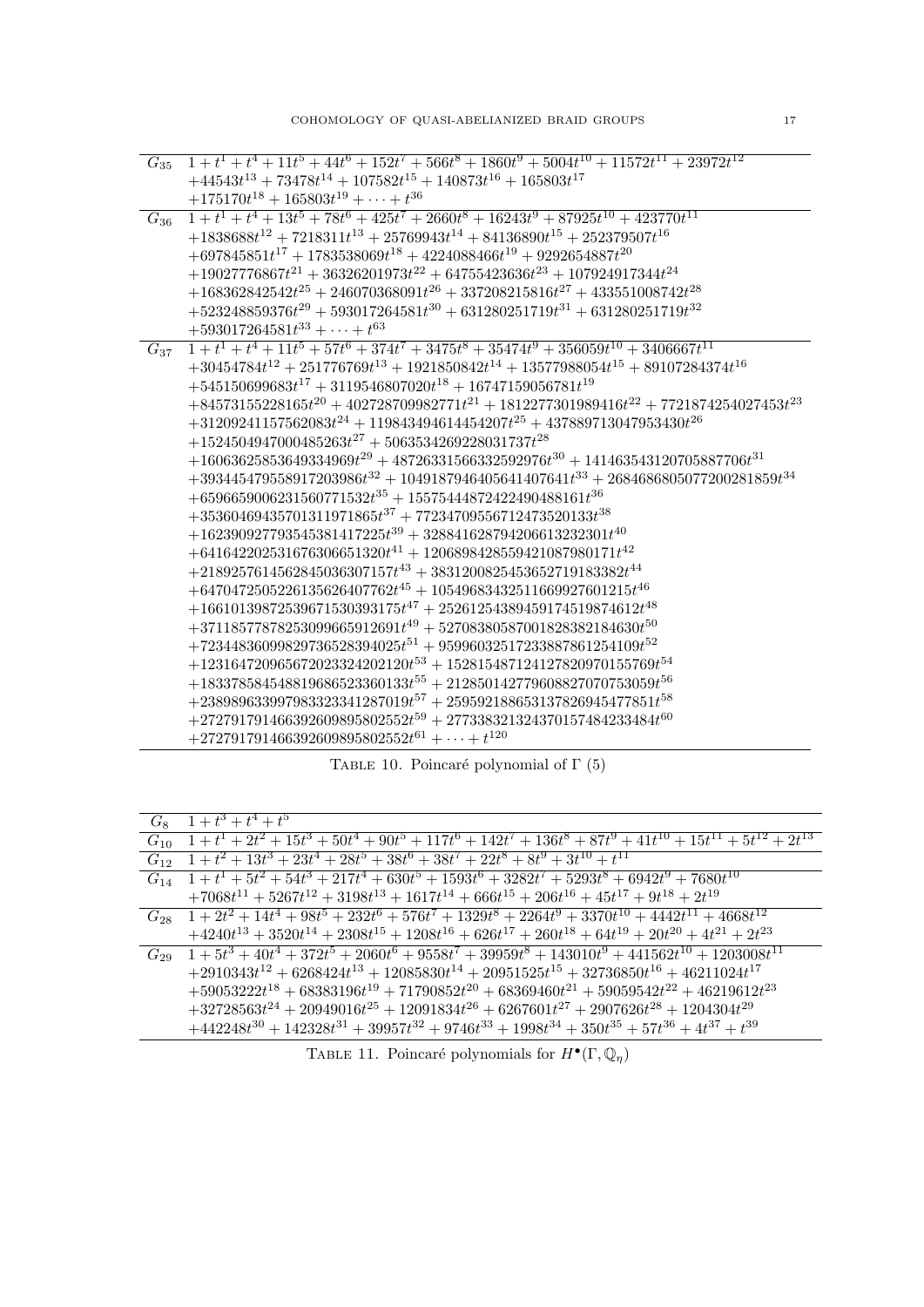| | |
|---|---|
| $G_{35}$ | $1+t^1+t^4+11t^5+44t^6+152t^7+566t^8+1860t^9+5004t^{10}+11572t^{11}+23972t^{12}$ $+44543t^{13}+73478t^{14}+107582t^{15}+140873t^{16}+165803t^{17}$ $+175170t^{18}+165803t^{19}+\cdots+t^{36}$ |
| $G_{36}$ | $1+t^1+t^4+13t^5+78t^6+425t^7+2660t^8+16243t^9+87925t^{10}+423770t^{11}$ $+1838688t^{12}+7218311t^{13}+25769943t^{14}+84136890t^{15}+252379507t^{16}$ $+697845851t^{17}+1783538069t^{18}+4224088466t^{19}+9292654887t^{20}$ $+19027776867t^{21}+36326201973t^{22}+64755423636t^{23}+107924917344t^{24}$ $+168362842542t^{25}+246070368091t^{26}+337208215816t^{27}+433551008742t^{28}$ $+523248859376t^{29}+593017264581t^{30}+631280251719t^{31}+631280251719t^{32}$ $+593017264581t^{33}+\cdots+t^{63}$ |
| $G_{37}$ | $1+t^1+t^4+11t^5+57t^6+374t^7+3475t^8+35474t^9+356059t^{10}+3406667t^{11}$ $+30454784t^{12}+251776769t^{13}+1921850842t^{14}+13577988054t^{15}+89107284374t^{16}$ $+545150699683t^{17}+3119546807020t^{18}+16747159056781t^{19}$ $+84573155228165t^{20}+402728709982771t^{21}+1812277301989416t^{22}+7721874254027453t^{23}$ $+31209241157562083t^{24}+119834494614454207t^{25}+437889713047953430t^{26}$ $+1524504947000485263t^{27}+5063534269228031737t^{28}$ $+16063625853649334969t^{29}+48726331566332592976t^{30}+141463543120705887706t^{31}$ $+393445479558917203986t^{32}+1049187946405641407641t^{33}+2684686805077200281859t^{34}$ $+6596659006231560771532t^{35}+15575444872422490488161t^{36}$ $+35360469435701311971865t^{37}+77234709556712473520133t^{38}$ $+162390927793545381417225t^{39}+328841628794206613232301t^{40}$ $+641642202531676306651320t^{41}+1206898428559421087980171t^{42}$ $+2189257614562845036307157t^{43}+3831200825453652719183382t^{44}$ $+6470472505226135626407762t^{45}+10549683432511669927601215t^{46}$ $+16610139872539671530393175t^{47}+25261254389459174519874612t^{48}$ $+37118577878253099665912691t^{49}+52708380587001828382184630t^{50}$ $+72344836099829736528394025t^{51}+95996032517233887861254109t^{52}$ $+123164720965672023324202120t^{53}+152815487124127820970155769t^{54}$ $+183378584548819686523360133t^{55}+212850142779608827070753059t^{56}$ $+238989633997983323341287019t^{57}+259592188653137826945477851t^{58}$ $+272791791466392609895802552t^{59}+277338321324370157484233484t^{60}$ $+272791791466392609895802552t^{61}+\cdots+t^{120}$ |

TABLE 10. Poincaré polynomial of $\Gamma$ (5)

| | |
|---|---|
| $G_8$ | $1+t^3+t^4+t^5$ |
| $G_{10}$ | $1+t^1+2t^2+15t^3+50t^4+90t^5+117t^6+142t^7+136t^8+87t^9+41t^{10}+15t^{11}+5t^{12}+2t^{13}$ |
| $G_{12}$ | $1+t^2+13t^3+23t^4+28t^5+38t^6+38t^7+22t^8+8t^9+3t^{10}+t^{11}$ |
| $G_{14}$ | $1+t^1+5t^2+54t^3+217t^4+630t^5+1593t^6+3282t^7+5293t^8+6942t^9+7680t^{10}$ $+7068t^{11}+5267t^{12}+3198t^{13}+1617t^{14}+666t^{15}+206t^{16}+45t^{17}+9t^{18}+2t^{19}$ |
| $G_{28}$ | $1+2t^2+14t^4+98t^5+232t^6+576t^7+1329t^8+2264t^9+3370t^{10}+4442t^{11}+4668t^{12}$ $+4240t^{13}+3520t^{14}+2308t^{15}+1208t^{16}+626t^{17}+260t^{18}+64t^{19}+20t^{20}+4t^{21}+2t^{23}$ |
| $G_{29}$ | $1+5t^3+40t^4+372t^5+2060t^6+9558t^7+39959t^8+143010t^9+441562t^{10}+1203008t^{11}$ $+2910343t^{12}+6268424t^{13}+12085830t^{14}+20951525t^{15}+32736850t^{16}+46211024t^{17}$ $+59053222t^{18}+68383196t^{19}+71790852t^{20}+68369460t^{21}+59059542t^{22}+46219612t^{23}$ $+32728563t^{24}+20949016t^{25}+12091834t^{26}+6267601t^{27}+2907626t^{28}+1204304t^{29}$ $+442248t^{30}+142328t^{31}+39957t^{32}+9746t^{33}+1998t^{34}+350t^{35}+57t^{36}+4t^{37}+t^{39}$ |

TABLE 11. Poincaré polynomials for $H^\bullet(\Gamma,\mathbb{Q}_\eta)$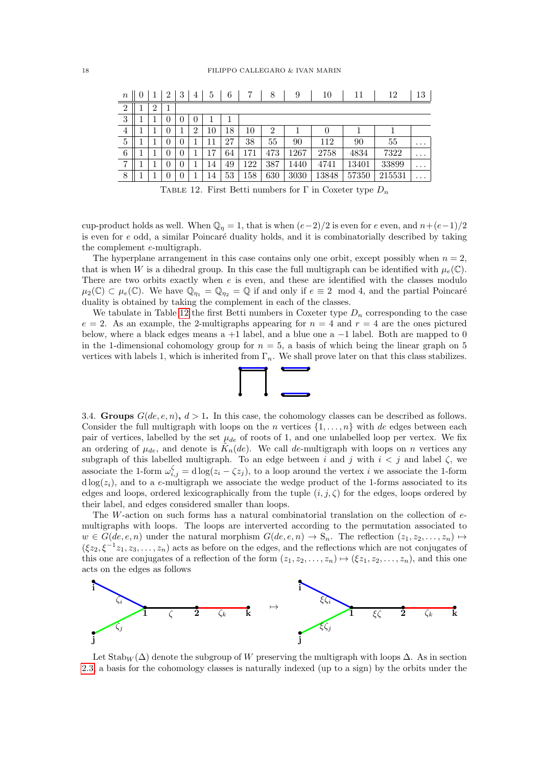| $n$ | 0 | 1 | 2 | 3 | 4 | 5 | 6 | 7 | 8 | 9 | 10 | 11 | 12 | 13 |
|---|---|---|---|---|---|---|---|---|---|---|---|---|---|---|
| 2 | 1 | 2 | 1 | | | | | | | | | | | |
| 3 | 1 | 1 | 0 | 0 | 0 | 1 | 1 | | | | | | | |
| 4 | 1 | 1 | 0 | 1 | 2 | 10 | 18 | 10 | 2 | 1 | 0 | 1 | 1 | |
| 5 | 1 | 1 | 0 | 0 | 1 | 11 | 27 | 38 | 55 | 90 | 112 | 90 | 55 | ... |
| 6 | 1 | 1 | 0 | 0 | 1 | 17 | 64 | 171 | 473 | 1267 | 2758 | 4834 | 7322 | ... |
| 7 | 1 | 1 | 0 | 0 | 1 | 14 | 49 | 122 | 387 | 1440 | 4741 | 13401 | 33899 | ... |
| 8 | 1 | 1 | 0 | 0 | 1 | 14 | 53 | 158 | 630 | 3030 | 13848 | 57350 | 215531 | ... |

TABLE 12. First Betti numbers for $\Gamma$ in Coxeter type $D_n$

cup-product holds as well. When $\mathbb{Q}_\eta = 1$, that is when $(e-2)/2$ is even for $e$ even, and $n+(e-1)/2$ is even for $e$ odd, a similar Poincaré duality holds, and it is combinatorially described by taking the complement $e$-multigraph.

The hyperplane arrangement in this case contains only one orbit, except possibly when $n = 2$, that is when $W$ is a dihedral group. In this case the full multigraph can be identified with $\mu_e(\mathbb{C})$. There are two orbits exactly when $e$ is even, and these are identified with the classes modulo $\mu_2(\mathbb{C}) \subset \mu_e(\mathbb{C})$. We have $\mathbb{Q}_{\eta_1} = \mathbb{Q}_{\eta_2} = \mathbb{Q}$ if and only if $e \equiv 2 \mod 4$, and the partial Poincaré duality is obtained by taking the complement in each of the classes.

We tabulate in Table 12 the first Betti numbers in Coxeter type $D_n$ corresponding to the case $e = 2$. As an example, the 2-multigraphs appearing for $n = 4$ and $r = 4$ are the ones pictured below, where a black edges means a $+1$ label, and a blue one a $-1$ label. Both are mapped to 0 in the 1-dimensional cohomology group for $n = 5$, a basis of which being the linear graph on 5 vertices with labels 1, which is inherited from $\Gamma_n$. We shall prove later on that this class stabilizes.

## 3.4. Groups $G(de, e, n)$, $d > 1$.

In this case, the cohomology classes can be described as follows. Consider the full multigraph with loops on the $n$ vertices $\{1, \dots, n\}$ with $de$ edges between each pair of vertices, labelled by the set $\mu_{de}$ of roots of 1, and one unlabelled loop per vertex. We fix an ordering of $\mu_{de}$, and denote is $\tilde{K}_n(de)$. We call $de$-multigraph with loops on $n$ vertices any subgraph of this labelled multigraph. To an edge between $i$ and $j$ with $i < j$ and label $\zeta$, we associate the 1-form $\omega_{i,j}^\zeta = \mathrm{d}\log(z_i - \zeta z_j)$, to a loop around the vertex $i$ we associate the 1-form $\mathrm{d}\log(z_i)$, and to a $e$-multigraph we associate the wedge product of the 1-forms associated to its edges and loops, ordered lexicographically from the tuple $(i, j, \zeta)$ for the edges, loops ordered by their label, and edges considered smaller than loops.

The $W$-action on such forms has a natural combinatorial translation on the collection of $e$-multigraphs with loops. The loops are interverted according to the permutation associated to $w \in G(de, e, n)$ under the natural morphism $G(de, e, n) \to \mathrm{S}_n$. The reflection $(z_1, z_2, \dots, z_n) \mapsto (\xi z_2, \xi^{-1} z_1, z_3, \dots, z_n)$ acts as before on the edges, and the reflections which are not conjugates of this one are conjugates of a reflection of the form $(z_1, z_2, \dots, z_n) \mapsto (\xi z_1, z_2, \dots, z_n)$, and this one acts on the edges as follows

Let $\mathrm{Stab}_W(\Delta)$ denote the subgroup of $W$ preserving the multigraph with loops $\Delta$. As in section 2.3, a basis for the cohomology classes is naturally indexed (up to a sign) by the orbits under the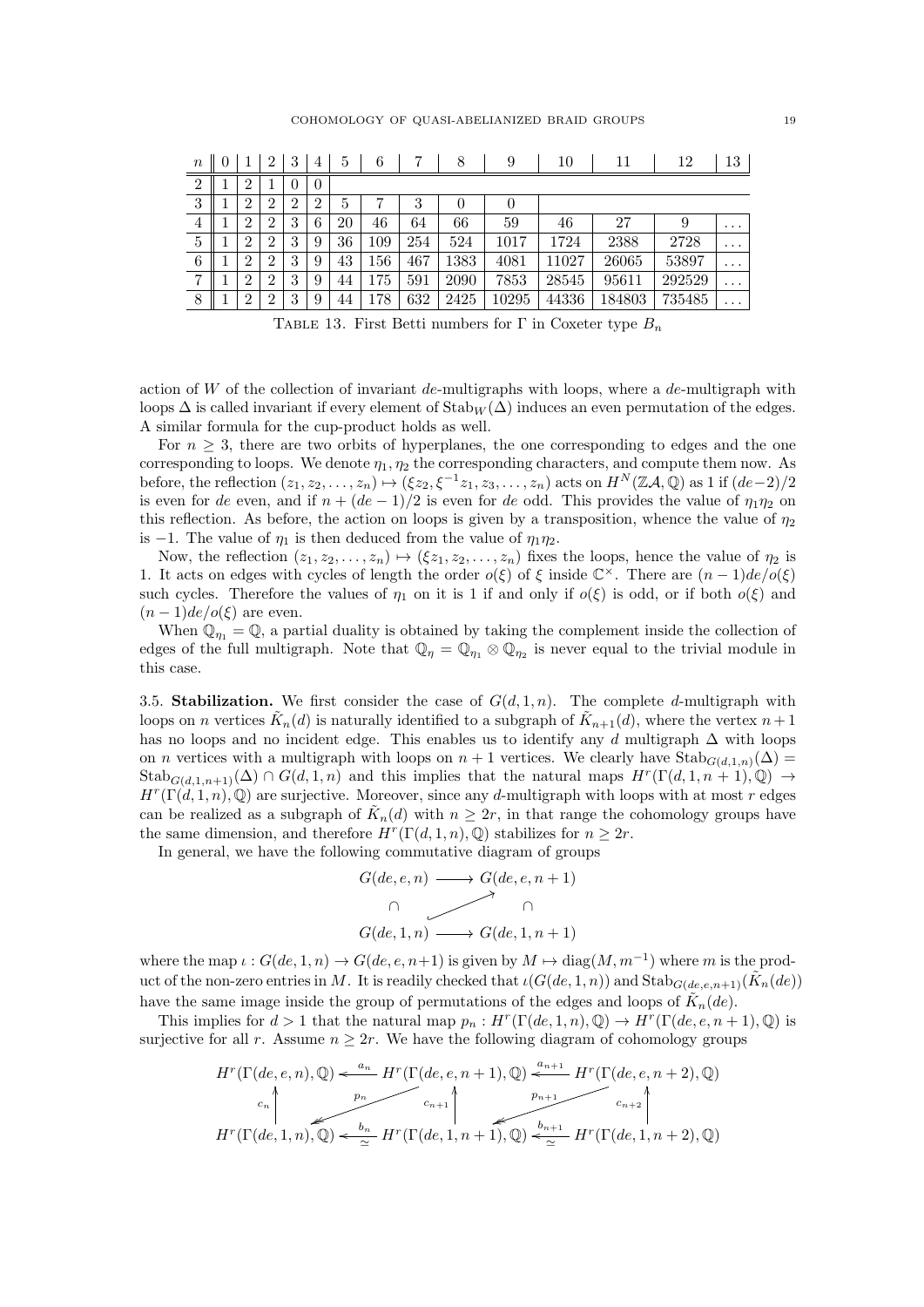| $n$ | 0 | 1 | 2 | 3 | 4 | 5 | 6 | 7 | 8 | 9 | 10 | 11 | 12 | 13 |
|---|---|---|---|---|---|---|---|---|---|---|---|---|---|---|
| 2 | 1 | 2 | 1 | 0 | 0 | | | | | | | | | |
| 3 | 1 | 2 | 2 | 2 | 2 | 5 | 7 | 3 | 0 | 0 | | | | |
| 4 | 1 | 2 | 2 | 3 | 6 | 20 | 46 | 64 | 66 | 59 | 46 | 27 | 9 | ... |
| 5 | 1 | 2 | 2 | 3 | 9 | 36 | 109 | 254 | 524 | 1017 | 1724 | 2388 | 2728 | ... |
| 6 | 1 | 2 | 2 | 3 | 9 | 43 | 156 | 467 | 1383 | 4081 | 11027 | 26065 | 53897 | ... |
| 7 | 1 | 2 | 2 | 3 | 9 | 44 | 175 | 591 | 2090 | 7853 | 28545 | 95611 | 292529 | ... |
| 8 | 1 | 2 | 2 | 3 | 9 | 44 | 178 | 632 | 2425 | 10295 | 44336 | 184803 | 735485 | ... |

TABLE 13. First Betti numbers for $\Gamma$ in Coxeter type $B_n$

action of $W$ of the collection of invariant $de$-multigraphs with loops, where a $de$-multigraph with loops $\Delta$ is called invariant if every element of $\mathrm{Stab}_W(\Delta)$ induces an even permutation of the edges. A similar formula for the cup-product holds as well.

For $n \geq 3$, there are two orbits of hyperplanes, the one corresponding to edges and the one corresponding to loops. We denote $\eta_1, \eta_2$ the corresponding characters, and compute them now. As before, the reflection $(z_1, z_2, \dots, z_n) \mapsto (\xi z_2, \xi^{-1} z_1, z_3, \dots, z_n)$ acts on $H^N(\mathbb{Z}\mathcal{A}, \mathbb{Q})$ as 1 if $(de-2)/2$ is even for $de$ even, and if $n + (de-1)/2$ is even for $de$ odd. This provides the value of $\eta_1\eta_2$ on this reflection. As before, the action on loops is given by a transposition, whence the value of $\eta_2$ is $-1$. The value of $\eta_1$ is then deduced from the value of $\eta_1\eta_2$.

Now, the reflection $(z_1, z_2, \dots, z_n) \mapsto (\xi z_1, z_2, \dots, z_n)$ fixes the loops, hence the value of $\eta_2$ is 1. It acts on edges with cycles of length the order $o(\xi)$ of $\xi$ inside $\mathbb{C}^\times$. There are $(n-1)de/o(\xi)$ such cycles. Therefore the values of $\eta_1$ on it is 1 if and only if $o(\xi)$ is odd, or if both $o(\xi)$ and $(n-1)de/o(\xi)$ are even.

When $\mathbb{Q}_{\eta_1} = \mathbb{Q}$, a partial duality is obtained by taking the complement inside the collection of edges of the full multigraph. Note that $\mathbb{Q}_\eta = \mathbb{Q}_{\eta_1} \otimes \mathbb{Q}_{\eta_2}$ is never equal to the trivial module in this case.

**3.5. Stabilization.** We first consider the case of $G(d,1,n)$. The complete $d$-multigraph with loops on $n$ vertices $\tilde{K}_n(d)$ is naturally identified to a subgraph of $\tilde{K}_{n+1}(d)$, where the vertex $n+1$ has no loops and no incident edge. This enables us to identify any $d$ multigraph $\Delta$ with loops on $n$ vertices with a multigraph with loops on $n+1$ vertices. We clearly have $\mathrm{Stab}_{G(d,1,n)}(\Delta) = \mathrm{Stab}_{G(d,1,n+1)}(\Delta) \cap G(d,1,n)$ and this implies that the natural maps $H^r(\Gamma(d,1,n+1), \mathbb{Q}) \to H^r(\Gamma(d,1,n), \mathbb{Q})$ are surjective. Moreover, since any $d$-multigraph with loops with at most $r$ edges can be realized as a subgraph of $\tilde{K}_n(d)$ with $n \geq 2r$, in that range the cohomology groups have the same dimension, and therefore $H^r(\Gamma(d,1,n), \mathbb{Q})$ stabilizes for $n \geq 2r$.

In general, we have the following commutative diagram of groups

$$\begin{array}{ccc} G(de,e,n) & \longrightarrow & G(de,e,n+1) \\ \cap & \nearrow & \cap \\ G(de,1,n) & \longrightarrow & G(de,1,n+1) \end{array}$$

where the map $\iota : G(de,1,n) \to G(de,e,n+1)$ is given by $M \mapsto \mathrm{diag}(M, m^{-1})$ where $m$ is the product of the non-zero entries in $M$. It is readily checked that $\iota(G(de,1,n))$ and $\mathrm{Stab}_{G(de,e,n+1)}(\tilde{K}_n(de))$ have the same image inside the group of permutations of the edges and loops of $\tilde{K}_n(de)$.

This implies for $d > 1$ that the natural map $p_n : H^r(\Gamma(de,1,n), \mathbb{Q}) \to H^r(\Gamma(de,e,n+1), \mathbb{Q})$ is surjective for all $r$. Assume $n \geq 2r$. We have the following diagram of cohomology groups

$$\begin{array}{ccccc} H^r(\Gamma(de,e,n),\mathbb{Q}) & \xleftarrow{a_n} & H^r(\Gamma(de,e,n+1),\mathbb{Q}) & \xleftarrow{a_{n+1}} & H^r(\Gamma(de,e,n+2),\mathbb{Q}) \\ \uparrow c_n & \swarrow p_n & \uparrow c_{n+1} & \swarrow p_{n+1} & \uparrow c_{n+2} \\ H^r(\Gamma(de,1,n),\mathbb{Q}) & \underset{\simeq}{\xleftarrow{b_n}} & H^r(\Gamma(de,1,n+1),\mathbb{Q}) & \underset{\simeq}{\xleftarrow{b_{n+1}}} & H^r(\Gamma(de,1,n+2),\mathbb{Q}) \end{array}$$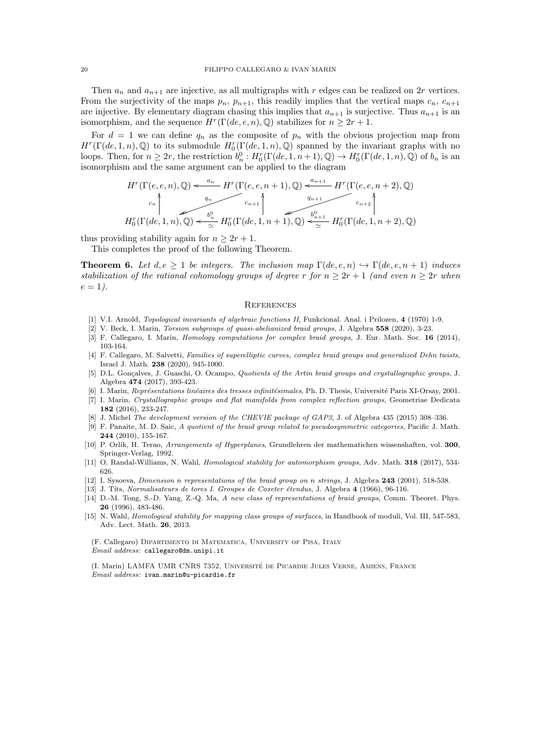Then $a_n$ and $a_{n+1}$ are injective, as all multigraphs with $r$ edges can be realized on $2r$ vertices. From the surjectivity of the maps $p_n$, $p_{n+1}$, this readily implies that the vertical maps $c_n$, $c_{n+1}$ are injective. By elementary diagram chasing this implies that $a_{n+1}$ is surjective. Thus $a_{n+1}$ is an isomorphism, and the sequence $H^r(\Gamma(de, e, n), \mathbb{Q})$ stabilizes for $n \geq 2r + 1$.

For $d = 1$ we can define $q_n$ as the composite of $p_n$ with the obvious projection map from $H^r(\Gamma(de, 1, n), \mathbb{Q})$ to its submodule $H_0^r(\Gamma(de, 1, n), \mathbb{Q})$ spanned by the invariant graphs with no loops. Then, for $n \geq 2r$, the restriction $b_n^0 : H_0^r(\Gamma(de, 1, n+1), \mathbb{Q}) \to H_0^r(\Gamma(de, 1, n), \mathbb{Q})$ of $b_n$ is an isomorphism and the same argument can be applied to the diagram

$$\begin{array}{ccccc}
H^r(\Gamma(e,e,n),\mathbb{Q}) & \xleftarrow{a_n} & H^r(\Gamma(e,e,n+1),\mathbb{Q}) & \xleftarrow{a_{n+1}} & H^r(\Gamma(e,e,n+2),\mathbb{Q}) \\
\uparrow c_n & \swarrow q_n & \uparrow c_{n+1} & \swarrow q_{n+1} & \uparrow c_{n+2} \\
H_0^r(\Gamma(de,1,n),\mathbb{Q}) & \xleftarrow[\simeq]{b_n^0} & H_0^r(\Gamma(de,1,n+1),\mathbb{Q}) & \xleftarrow[\simeq]{b_{n+1}^0} & H_0^r(\Gamma(de,1,n+2),\mathbb{Q})
\end{array}$$

thus providing stability again for $n \geq 2r + 1$.

This completes the proof of the following Theorem.

**Theorem 6.** *Let $d, e \geq 1$ be integers. The inclusion map $\Gamma(de, e, n) \hookrightarrow \Gamma(de, e, n+1)$ induces stabilization of the rational cohomology groups of degree $r$ for $n \geq 2r + 1$ (and even $n \geq 2r$ when $e = 1$).*

## References

[1] V.I. Arnold, *Topological invariants of algebraic functions II*, Funkcional. Anal. i Prilozen, **4** (1970) 1-9.

[2] V. Beck, I. Marin, *Torsion subgroups of quasi-abelianized braid groups*, J. Algebra **558** (2020), 3-23.

[3] F. Callegaro, I. Marin, *Homology computations for complex braid groups*, J. Eur. Math. Soc. **16** (2014), 103-164.

[4] F. Callegaro, M. Salvetti, *Families of superelliptic curves, complex braid groups and generalized Dehn twists*, Israel J. Math. **238** (2020), 945-1000.

[5] D.L. Gonçalves, J. Guaschi, O. Ocampo, *Quotients of the Artin braid groups and crystallographic groups*, J. Algebra **474** (2017), 393-423.

[6] I. Marin, *Représentations linéaires des tresses infinitésimales*, Ph. D. Thesis, Université Paris XI-Orsay, 2001.

[7] I. Marin, *Crystallographic groups and flat manifolds from complex reflection groups*, Geometriae Dedicata **182** (2016), 233-247.

[8] J. Michel *The development version of the CHEVIE package of GAP3*, J. of Algebra 435 (2015) 308–336.

[9] F. Panaite, M. D. Saic, *A quotient of the braid group related to pseudosymmetric categories*, Pacific J. Math. **244** (2010), 155-167.

[10] P. Orlik, H. Terao, *Arrangements of Hyperplanes*, Grundlehren der mathematichen wissenshaften, vol. **300**, Springer-Verlag, 1992.

[11] O. Randal-Williams, N. Wahl, *Homological stability for automorphism groups*, Adv. Math. **318** (2017), 534-626.

[12] I. Sysoeva, *Dimension n representations of the braid group on n strings*, J. Algebra **243** (2001), 518-538.

[13] J. Tits, *Normalisateurs de tores I. Groupes de Coxeter étendus*, J. Algebra **4** (1966), 96-116.

[14] D.-M. Tong, S.-D. Yang, Z.-Q. Ma, *A new class of representations of braid groups*, Comm. Theoret. Phys. **26** (1996), 483-486.

[15] N. Wahl, *Homological stability for mapping class groups of surfaces*, in Handbook of moduli, Vol. III, 547-583, Adv. Lect. Math. **26**, 2013.

(F. Callegaro) Dipartimento di Matematica, University of Pisa, Italy
*Email address*: callegaro@dm.unipi.it

(I. Marin) LAMFA UMR CNRS 7352, Université de Picardie Jules Verne, Amiens, France
*Email address*: ivan.marin@u-picardie.fr